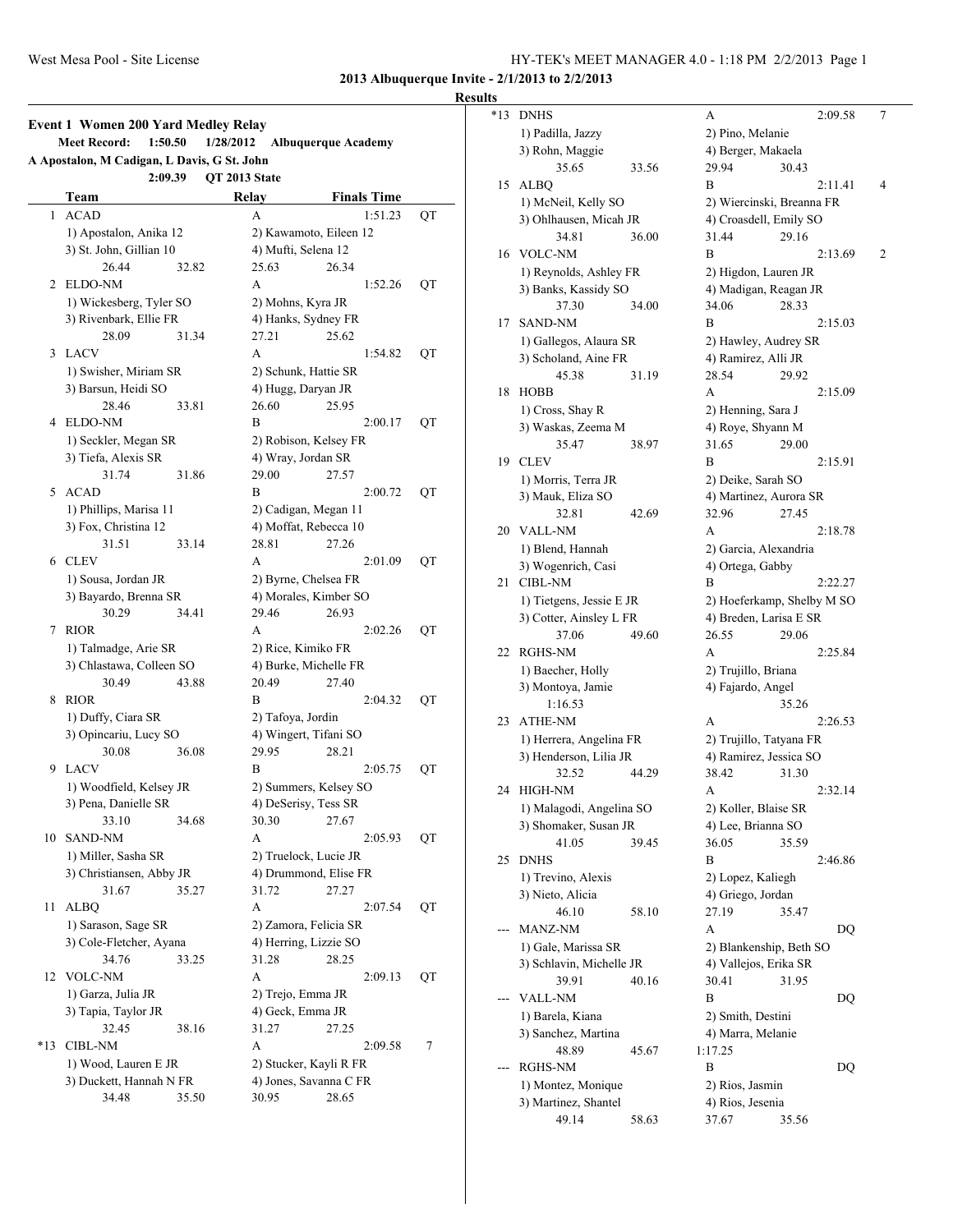**2013 Albuquerque Invite - 2/1/2013 to 2/2/2013**

**Results**

### Event 1 Women 200 Yard Medley Relay

**Meet Record:** 1:50.50 1/28/2012 **Albuquerque Academy**
**A Apostalon, M Cadigan, L Davis, G St. John**
2:09.39 QT 2013 State

| | Team | Relay | Finals Time | | |
|---|---|---|---|---|---|
| 1 | ACAD | A | 1:51.23 | QT | |
| | 1) Apostalon, Anika 12 | 2) Kawamoto, Eileen 12 | | | |
| | 3) St. John, Gillian 10 | 4) Mufti, Selena 12 | | | |
| | 26.44 32.82 | 25.63 26.34 | | | |
| 2 | ELDO-NM | A | 1:52.26 | QT | |
| | 1) Wickesberg, Tyler SO | 2) Mohns, Kyra JR | | | |
| | 3) Rivenbark, Ellie FR | 4) Hanks, Sydney FR | | | |
| | 28.09 31.34 | 27.21 25.62 | | | |
| 3 | LACV | A | 1:54.82 | QT | |
| | 1) Swisher, Miriam SR | 2) Schunk, Hattie SR | | | |
| | 3) Barsun, Heidi SO | 4) Hugg, Daryan JR | | | |
| | 28.46 33.81 | 26.60 25.95 | | | |
| 4 | ELDO-NM | B | 2:00.17 | QT | |
| | 1) Seckler, Megan SR | 2) Robison, Kelsey FR | | | |
| | 3) Tiefa, Alexis SR | 4) Wray, Jordan SR | | | |
| | 31.74 31.86 | 29.00 27.57 | | | |
| 5 | ACAD | B | 2:00.72 | QT | |
| | 1) Phillips, Marisa 11 | 2) Cadigan, Megan 11 | | | |
| | 3) Fox, Christina 12 | 4) Moffat, Rebecca 10 | | | |
| | 31.51 33.14 | 28.81 27.26 | | | |
| 6 | CLEV | A | 2:01.09 | QT | |
| | 1) Sousa, Jordan JR | 2) Byrne, Chelsea FR | | | |
| | 3) Bayardo, Brenna SR | 4) Morales, Kimber SO | | | |
| | 30.29 34.41 | 29.46 26.93 | | | |
| 7 | RIOR | A | 2:02.26 | QT | |
| | 1) Talmadge, Arie SR | 2) Rice, Kimiko FR | | | |
| | 3) Chlastawa, Colleen SO | 4) Burke, Michelle FR | | | |
| | 30.49 43.88 | 20.49 27.40 | | | |
| 8 | RIOR | B | 2:04.32 | QT | |
| | 1) Duffy, Ciara SR | 2) Tafoya, Jordin | | | |
| | 3) Opincariu, Lucy SO | 4) Wingert, Tifani SO | | | |
| | 30.08 36.08 | 29.95 28.21 | | | |
| 9 | LACV | B | 2:05.75 | QT | |
| | 1) Woodfield, Kelsey JR | 2) Summers, Kelsey SO | | | |
| | 3) Pena, Danielle SR | 4) DeSerisy, Tess SR | | | |
| | 33.10 34.68 | 30.30 27.67 | | | |
| 10 | SAND-NM | A | 2:05.93 | QT | |
| | 1) Miller, Sasha SR | 2) Truelock, Lucie JR | | | |
| | 3) Christiansen, Abby JR | 4) Drummond, Elise FR | | | |
| | 31.67 35.27 | 31.72 27.27 | | | |
| 11 | ALBQ | A | 2:07.54 | QT | |
| | 1) Sarason, Sage SR | 2) Zamora, Felicia SR | | | |
| | 3) Cole-Fletcher, Ayana | 4) Herring, Lizzie SO | | | |
| | 34.76 33.25 | 31.28 28.25 | | | |
| 12 | VOLC-NM | A | 2:09.13 | QT | |
| | 1) Garza, Julia JR | 2) Trejo, Emma JR | | | |
| | 3) Tapia, Taylor JR | 4) Geck, Emma JR | | | |
| | 32.45 38.16 | 31.27 27.25 | | | |
| *13 | CIBL-NM | A | 2:09.58 | | 7 |
| | 1) Wood, Lauren E JR | 2) Stucker, Kayli R FR | | | |
| | 3) Duckett, Hannah N FR | 4) Jones, Savanna C FR | | | |
| | 34.48 35.50 | 30.95 28.65 | | | |
| *13 | DNHS | A | 2:09.58 | | 7 |
| | 1) Padilla, Jazzy | 2) Pino, Melanie | | | |
| | 3) Rohn, Maggie | 4) Berger, Makaela | | | |
| | 35.65 33.56 | 29.94 30.43 | | | |
| 15 | ALBQ | B | 2:11.41 | | 4 |
| | 1) McNeil, Kelly SO | 2) Wiercinski, Breanna FR | | | |
| | 3) Ohlhausen, Micah JR | 4) Croasdell, Emily SO | | | |
| | 34.81 36.00 | 31.44 29.16 | | | |
| 16 | VOLC-NM | B | 2:13.69 | | 2 |
| | 1) Reynolds, Ashley FR | 2) Higdon, Lauren JR | | | |
| | 3) Banks, Kassidy SO | 4) Madigan, Reagan JR | | | |
| | 37.30 34.00 | 34.06 28.33 | | | |
| 17 | SAND-NM | B | 2:15.03 | | |
| | 1) Gallegos, Alaura SR | 2) Hawley, Audrey SR | | | |
| | 3) Scholand, Aine FR | 4) Ramirez, Alli JR | | | |
| | 45.38 31.19 | 28.54 29.92 | | | |
| 18 | HOBB | A | 2:15.09 | | |
| | 1) Cross, Shay R | 2) Henning, Sara J | | | |
| | 3) Waskas, Zeema M | 4) Roye, Shyann M | | | |
| | 35.47 38.97 | 31.65 29.00 | | | |
| 19 | CLEV | B | 2:15.91 | | |
| | 1) Morris, Terra JR | 2) Deike, Sarah SO | | | |
| | 3) Mauk, Eliza SO | 4) Martinez, Aurora SR | | | |
| | 32.81 42.69 | 32.96 27.45 | | | |
| 20 | VALL-NM | A | 2:18.78 | | |
| | 1) Blend, Hannah | 2) Garcia, Alexandria | | | |
| | 3) Wogenrich, Casi | 4) Ortega, Gabby | | | |
| 21 | CIBL-NM | B | 2:22.27 | | |
| | 1) Tietgens, Jessie E JR | 2) Hoeferkamp, Shelby M SO | | | |
| | 3) Cotter, Ainsley L FR | 4) Breden, Larisa E SR | | | |
| | 37.06 49.60 | 26.55 29.06 | | | |
| 22 | RGHS-NM | A | 2:25.84 | | |
| | 1) Baecher, Holly | 2) Trujillo, Briana | | | |
| | 3) Montoya, Jamie | 4) Fajardo, Angel | | | |
| | 1:16.53 | 35.26 | | | |
| 23 | ATHE-NM | A | 2:26.53 | | |
| | 1) Herrera, Angelina FR | 2) Trujillo, Tatyana FR | | | |
| | 3) Henderson, Lilia JR | 4) Ramirez, Jessica SO | | | |
| | 32.52 44.29 | 38.42 31.30 | | | |
| 24 | HIGH-NM | A | 2:32.14 | | |
| | 1) Malagodi, Angelina SO | 2) Koller, Blaise SR | | | |
| | 3) Shomaker, Susan JR | 4) Lee, Brianna SO | | | |
| | 41.05 39.45 | 36.05 35.59 | | | |
| 25 | DNHS | B | 2:46.86 | | |
| | 1) Trevino, Alexis | 2) Lopez, Kaliegh | | | |
| | 3) Nieto, Alicia | 4) Griego, Jordan | | | |
| | 46.10 58.10 | 27.19 35.47 | | | |
| --- | MANZ-NM | A | DQ | | |
| | 1) Gale, Marissa SR | 2) Blankenship, Beth SO | | | |
| | 3) Schlavin, Michelle JR | 4) Vallejos, Erika SR | | | |
| | 39.91 40.16 | 30.41 31.95 | | | |
| --- | VALL-NM | B | DQ | | |
| | 1) Barela, Kiana | 2) Smith, Destini | | | |
| | 3) Sanchez, Martina | 4) Marra, Melanie | | | |
| | 48.89 45.67 | 1:17.25 | | | |
| --- | RGHS-NM | B | DQ | | |
| | 1) Montez, Monique | 2) Rios, Jasmin | | | |
| | 3) Martinez, Shantel | 4) Rios, Jesenia | | | |
| | 49.14 58.63 | 37.67 35.56 | | | |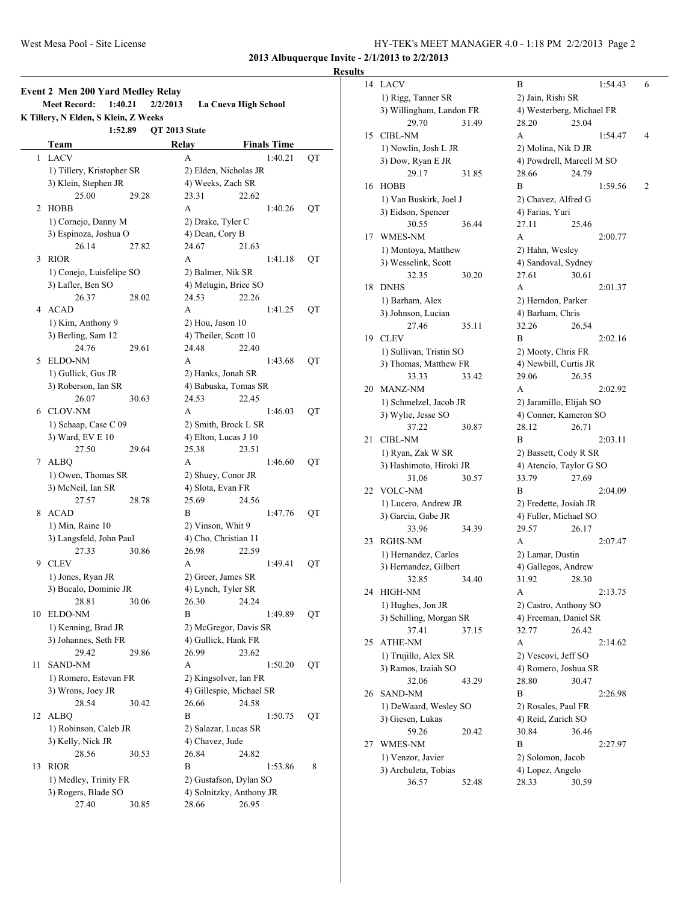**2013 Albuquerque Invite - 2/1/2013 to 2/2/2013**

**Results**

### Event 2 Men 200 Yard Medley Relay

**Meet Record: 1:40.21 2/2/2013 La Cueva High School**
**K Tillery, N Elden, S Klein, Z Weeks**
**1:52.89 QT 2013 State**

| | Team | Relay | Finals Time | |
|---|---|---|---|---|
| 1 | LACV | A | 1:40.21 | QT |
| | 1) Tillery, Kristopher SR | 2) Elden, Nicholas JR | | |
| | 3) Klein, Stephen JR | 4) Weeks, Zach SR | | |
| | 25.00 29.28 | 23.31 22.62 | | |
| 2 | HOBB | A | 1:40.26 | QT |
| | 1) Cornejo, Danny M | 2) Drake, Tyler C | | |
| | 3) Espinoza, Joshua O | 4) Dean, Cory B | | |
| | 26.14 27.82 | 24.67 21.63 | | |
| 3 | RIOR | A | 1:41.18 | QT |
| | 1) Conejo, Luisfelipe SO | 2) Balmer, Nik SR | | |
| | 3) Lafler, Ben SO | 4) Melugin, Brice SO | | |
| | 26.37 28.02 | 24.53 22.26 | | |
| 4 | ACAD | A | 1:41.25 | QT |
| | 1) Kim, Anthony 9 | 2) Hou, Jason 10 | | |
| | 3) Berling, Sam 12 | 4) Theiler, Scott 10 | | |
| | 24.76 29.61 | 24.48 22.40 | | |
| 5 | ELDO-NM | A | 1:43.68 | QT |
| | 1) Gullick, Gus JR | 2) Hanks, Jonah SR | | |
| | 3) Roberson, Ian SR | 4) Babuska, Tomas SR | | |
| | 26.07 30.63 | 24.53 22.45 | | |
| 6 | CLOV-NM | A | 1:46.03 | QT |
| | 1) Schaap, Case C 09 | 2) Smith, Brock L SR | | |
| | 3) Ward, EV E 10 | 4) Elton, Lucas J 10 | | |
| | 27.50 29.64 | 25.38 23.51 | | |
| 7 | ALBQ | A | 1:46.60 | QT |
| | 1) Owen, Thomas SR | 2) Shuey, Conor JR | | |
| | 3) McNeil, Ian SR | 4) Slota, Evan FR | | |
| | 27.57 28.78 | 25.69 24.56 | | |
| 8 | ACAD | B | 1:47.76 | QT |
| | 1) Min, Raine 10 | 2) Vinson, Whit 9 | | |
| | 3) Langsfeld, John Paul | 4) Cho, Christian 11 | | |
| | 27.33 30.86 | 26.98 22.59 | | |
| 9 | CLEV | A | 1:49.41 | QT |
| | 1) Jones, Ryan JR | 2) Greer, James SR | | |
| | 3) Bucalo, Dominic JR | 4) Lynch, Tyler SR | | |
| | 28.81 30.06 | 26.30 24.24 | | |
| 10 | ELDO-NM | B | 1:49.89 | QT |
| | 1) Kenning, Brad JR | 2) McGregor, Davis SR | | |
| | 3) Johannes, Seth FR | 4) Gullick, Hank FR | | |
| | 29.42 29.86 | 26.99 23.62 | | |
| 11 | SAND-NM | A | 1:50.20 | QT |
| | 1) Romero, Estevan FR | 2) Kingsolver, Ian FR | | |
| | 3) Wrons, Joey JR | 4) Gillespie, Michael SR | | |
| | 28.54 30.42 | 26.66 24.58 | | |
| 12 | ALBQ | B | 1:50.75 | QT |
| | 1) Robinson, Caleb JR | 2) Salazar, Lucas SR | | |
| | 3) Kelly, Nick JR | 4) Chavez, Jude | | |
| | 28.56 30.53 | 26.84 24.82 | | |
| 13 | RIOR | B | 1:53.86 | 8 |
| | 1) Medley, Trinity FR | 2) Gustafson, Dylan SO | | |
| | 3) Rogers, Blade SO | 4) Solnitzky, Anthony JR | | |
| | 27.40 30.85 | 28.66 26.95 | | |
| 14 | LACV | B | 1:54.43 | 6 |
| | 1) Rigg, Tanner SR | 2) Jain, Rishi SR | | |
| | 3) Willingham, Landon FR | 4) Westerberg, Michael FR | | |
| | 29.70 31.49 | 28.20 25.04 | | |
| 15 | CIBL-NM | A | 1:54.47 | 4 |
| | 1) Nowlin, Josh L JR | 2) Molina, Nik D JR | | |
| | 3) Dow, Ryan E JR | 4) Powdrell, Marcell M SO | | |
| | 29.17 31.85 | 28.66 24.79 | | |
| 16 | HOBB | B | 1:59.56 | 2 |
| | 1) Van Buskirk, Joel J | 2) Chavez, Alfred G | | |
| | 3) Eidson, Spencer | 4) Farias, Yuri | | |
| | 30.55 36.44 | 27.11 25.46 | | |
| 17 | WMES-NM | A | 2:00.77 | |
| | 1) Montoya, Matthew | 2) Hahn, Wesley | | |
| | 3) Wesselink, Scott | 4) Sandoval, Sydney | | |
| | 32.35 30.20 | 27.61 30.61 | | |
| 18 | DNHS | A | 2:01.37 | |
| | 1) Barham, Alex | 2) Herndon, Parker | | |
| | 3) Johnson, Lucian | 4) Barham, Chris | | |
| | 27.46 35.11 | 32.26 26.54 | | |
| 19 | CLEV | B | 2:02.16 | |
| | 1) Sullivan, Tristin SO | 2) Mooty, Chris FR | | |
| | 3) Thomas, Matthew FR | 4) Newbill, Curtis JR | | |
| | 33.33 33.42 | 29.06 26.35 | | |
| 20 | MANZ-NM | A | 2:02.92 | |
| | 1) Schmelzel, Jacob JR | 2) Jaramillo, Elijah SO | | |
| | 3) Wylie, Jesse SO | 4) Conner, Kameron SO | | |
| | 37.22 30.87 | 28.12 26.71 | | |
| 21 | CIBL-NM | B | 2:03.11 | |
| | 1) Ryan, Zak W SR | 2) Bassett, Cody R SR | | |
| | 3) Hashimoto, Hiroki JR | 4) Atencio, Taylor G SO | | |
| | 31.06 30.57 | 33.79 27.69 | | |
| 22 | VOLC-NM | B | 2:04.09 | |
| | 1) Lucero, Andrew JR | 2) Fredette, Josiah JR | | |
| | 3) Garcia, Gabe JR | 4) Fuller, Michael SO | | |
| | 33.96 34.39 | 29.57 26.17 | | |
| 23 | RGHS-NM | A | 2:07.47 | |
| | 1) Hernandez, Carlos | 2) Lamar, Dustin | | |
| | 3) Hernandez, Gilbert | 4) Gallegos, Andrew | | |
| | 32.85 34.40 | 31.92 28.30 | | |
| 24 | HIGH-NM | A | 2:13.75 | |
| | 1) Hughes, Jon JR | 2) Castro, Anthony SO | | |
| | 3) Schilling, Morgan SR | 4) Freeman, Daniel SR | | |
| | 37.41 37.15 | 32.77 26.42 | | |
| 25 | ATHE-NM | A | 2:14.62 | |
| | 1) Trujillo, Alex SR | 2) Vescovi, Jeff SO | | |
| | 3) Ramos, Izaiah SO | 4) Romero, Joshua SR | | |
| | 32.06 43.29 | 28.80 30.47 | | |
| 26 | SAND-NM | B | 2:26.98 | |
| | 1) DeWaard, Wesley SO | 2) Rosales, Paul FR | | |
| | 3) Giesen, Lukas | 4) Reid, Zurich SO | | |
| | 59.26 20.42 | 30.84 36.46 | | |
| 27 | WMES-NM | B | 2:27.97 | |
| | 1) Venzor, Javier | 2) Solomon, Jacob | | |
| | 3) Archuleta, Tobias | 4) Lopez, Angelo | | |
| | 36.57 52.48 | 28.33 30.59 | | |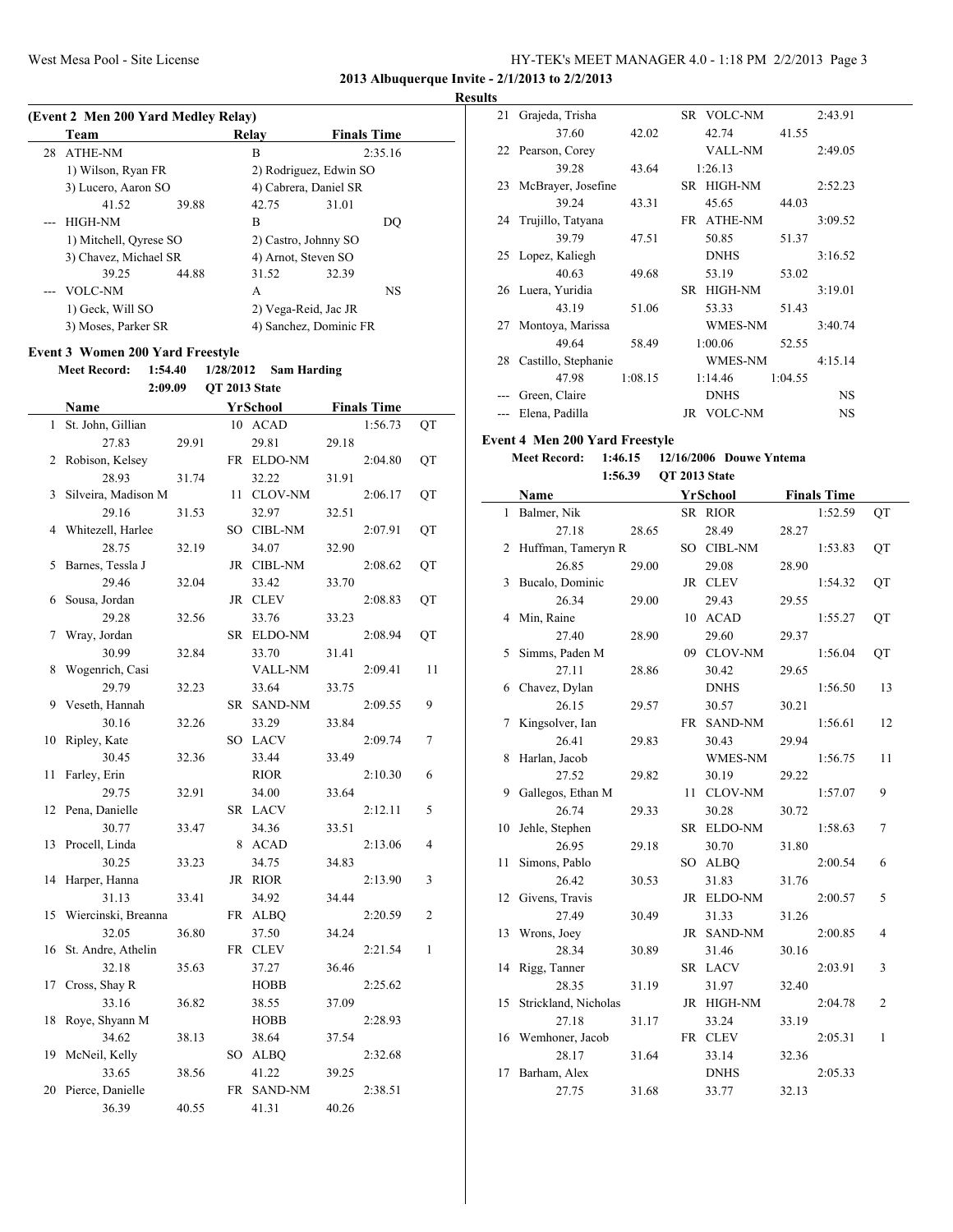**2013 Albuquerque Invite - 2/1/2013 to 2/2/2013**

**Results**

### (Event 2 Men 200 Yard Medley Relay)

| | Team | Relay | Finals Time |
|---|---|---|---|
| 28 | ATHE-NM | B | 2:35.16 |
| | 1) Wilson, Ryan FR | 2) Rodriguez, Edwin SO | |
| | 3) Lucero, Aaron SO | 4) Cabrera, Daniel SR | |
| | 41.52 39.88 | 42.75 31.01 | |
| --- | HIGH-NM | B | DQ |
| | 1) Mitchell, Qyrese SO | 2) Castro, Johnny SO | |
| | 3) Chavez, Michael SR | 4) Arnot, Steven SO | |
| | 39.25 44.88 | 31.52 32.39 | |
| --- | VOLC-NM | A | NS |
| | 1) Geck, Will SO | 2) Vega-Reid, Jac JR | |
| | 3) Moses, Parker SR | 4) Sanchez, Dominic FR | |

### Event 3 Women 200 Yard Freestyle

**Meet Record:** 1:54.40 1/28/2012 Sam Harding
2:09.09 QT 2013 State

| | Name | Yr | School | Finals Time | |
|---|---|---|---|---|---|
| 1 | St. John, Gillian | 10 | ACAD | 1:56.73 | QT |
| | 27.83 29.91 | | 29.81 29.18 | | |
| 2 | Robison, Kelsey | FR | ELDO-NM | 2:04.80 | QT |
| | 28.93 31.74 | | 32.22 31.91 | | |
| 3 | Silveira, Madison M | 11 | CLOV-NM | 2:06.17 | QT |
| | 29.16 31.53 | | 32.97 32.51 | | |
| 4 | Whitezell, Harlee | SO | CIBL-NM | 2:07.91 | QT |
| | 28.75 32.19 | | 34.07 32.90 | | |
| 5 | Barnes, Tessla J | JR | CIBL-NM | 2:08.62 | QT |
| | 29.46 32.04 | | 33.42 33.70 | | |
| 6 | Sousa, Jordan | JR | CLEV | 2:08.83 | QT |
| | 29.28 32.56 | | 33.76 33.23 | | |
| 7 | Wray, Jordan | SR | ELDO-NM | 2:08.94 | QT |
| | 30.99 32.84 | | 33.70 31.41 | | |
| 8 | Wogenrich, Casi | | VALL-NM | 2:09.41 | 11 |
| | 29.79 32.23 | | 33.64 33.75 | | |
| 9 | Veseth, Hannah | SR | SAND-NM | 2:09.55 | 9 |
| | 30.16 32.26 | | 33.29 33.84 | | |
| 10 | Ripley, Kate | SO | LACV | 2:09.74 | 7 |
| | 30.45 32.36 | | 33.44 33.49 | | |
| 11 | Farley, Erin | | RIOR | 2:10.30 | 6 |
| | 29.75 32.91 | | 34.00 33.64 | | |
| 12 | Pena, Danielle | SR | LACV | 2:12.11 | 5 |
| | 30.77 33.47 | | 34.36 33.51 | | |
| 13 | Procell, Linda | 8 | ACAD | 2:13.06 | 4 |
| | 30.25 33.23 | | 34.75 34.83 | | |
| 14 | Harper, Hanna | JR | RIOR | 2:13.90 | 3 |
| | 31.13 33.41 | | 34.92 34.44 | | |
| 15 | Wiercinski, Breanna | FR | ALBQ | 2:20.59 | 2 |
| | 32.05 36.80 | | 37.50 34.24 | | |
| 16 | St. Andre, Athelin | FR | CLEV | 2:21.54 | 1 |
| | 32.18 35.63 | | 37.27 36.46 | | |
| 17 | Cross, Shay R | | HOBB | 2:25.62 | |
| | 33.16 36.82 | | 38.55 37.09 | | |
| 18 | Roye, Shyann M | | HOBB | 2:28.93 | |
| | 34.62 38.13 | | 38.64 37.54 | | |
| 19 | McNeil, Kelly | SO | ALBQ | 2:32.68 | |
| | 33.65 38.56 | | 41.22 39.25 | | |
| 20 | Pierce, Danielle | FR | SAND-NM | 2:38.51 | |
| | 36.39 40.55 | | 41.31 40.26 | | |
| 21 | Grajeda, Trisha | SR | VOLC-NM | 2:43.91 | |
| | 37.60 42.02 | | 42.74 41.55 | | |
| 22 | Pearson, Corey | | VALL-NM | 2:49.05 | |
| | 39.28 43.64 | | 1:26.13 | | |
| 23 | McBrayer, Josefine | SR | HIGH-NM | 2:52.23 | |
| | 39.24 43.31 | | 45.65 44.03 | | |
| 24 | Trujillo, Tatyana | FR | ATHE-NM | 3:09.52 | |
| | 39.79 47.51 | | 50.85 51.37 | | |
| 25 | Lopez, Kaliegh | | DNHS | 3:16.52 | |
| | 40.63 49.68 | | 53.19 53.02 | | |
| 26 | Luera, Yuridia | SR | HIGH-NM | 3:19.01 | |
| | 43.19 51.06 | | 53.33 51.43 | | |
| 27 | Montoya, Marissa | | WMES-NM | 3:40.74 | |
| | 49.64 58.49 | | 1:00.06 52.55 | | |
| 28 | Castillo, Stephanie | | WMES-NM | 4:15.14 | |
| | 47.98 1:08.15 | | 1:14.46 1:04.55 | | |
| --- | Green, Claire | | DNHS | NS | |
| --- | Elena, Padilla | JR | VOLC-NM | NS | |

### Event 4 Men 200 Yard Freestyle

**Meet Record:** 1:46.15 12/16/2006 Douwe Yntema
1:56.39 QT 2013 State

| | Name | Yr | School | Finals Time | |
|---|---|---|---|---|---|
| 1 | Balmer, Nik | SR | RIOR | 1:52.59 | QT |
| | 27.18 28.65 | | 28.49 28.27 | | |
| 2 | Huffman, Tameryn R | SO | CIBL-NM | 1:53.83 | QT |
| | 26.85 29.00 | | 29.08 28.90 | | |
| 3 | Bucalo, Dominic | JR | CLEV | 1:54.32 | QT |
| | 26.34 29.00 | | 29.43 29.55 | | |
| 4 | Min, Raine | 10 | ACAD | 1:55.27 | QT |
| | 27.40 28.90 | | 29.60 29.37 | | |
| 5 | Simms, Paden M | 09 | CLOV-NM | 1:56.04 | QT |
| | 27.11 28.86 | | 30.42 29.65 | | |
| 6 | Chavez, Dylan | | DNHS | 1:56.50 | 13 |
| | 26.15 29.57 | | 30.57 30.21 | | |
| 7 | Kingsolver, Ian | FR | SAND-NM | 1:56.61 | 12 |
| | 26.41 29.83 | | 30.43 29.94 | | |
| 8 | Harlan, Jacob | | WMES-NM | 1:56.75 | 11 |
| | 27.52 29.82 | | 30.19 29.22 | | |
| 9 | Gallegos, Ethan M | 11 | CLOV-NM | 1:57.07 | 9 |
| | 26.74 29.33 | | 30.28 30.72 | | |
| 10 | Jehle, Stephen | SR | ELDO-NM | 1:58.63 | 7 |
| | 26.95 29.18 | | 30.70 31.80 | | |
| 11 | Simons, Pablo | SO | ALBQ | 2:00.54 | 6 |
| | 26.42 30.53 | | 31.83 31.76 | | |
| 12 | Givens, Travis | JR | ELDO-NM | 2:00.57 | 5 |
| | 27.49 30.49 | | 31.33 31.26 | | |
| 13 | Wrons, Joey | JR | SAND-NM | 2:00.85 | 4 |
| | 28.34 30.89 | | 31.46 30.16 | | |
| 14 | Rigg, Tanner | SR | LACV | 2:03.91 | 3 |
| | 28.35 31.19 | | 31.97 32.40 | | |
| 15 | Strickland, Nicholas | JR | HIGH-NM | 2:04.78 | 2 |
| | 27.18 31.17 | | 33.24 33.19 | | |
| 16 | Wemhoner, Jacob | FR | CLEV | 2:05.31 | 1 |
| | 28.17 31.64 | | 33.14 32.36 | | |
| 17 | Barham, Alex | | DNHS | 2:05.33 | |
| | 27.75 31.68 | | 33.77 32.13 | | |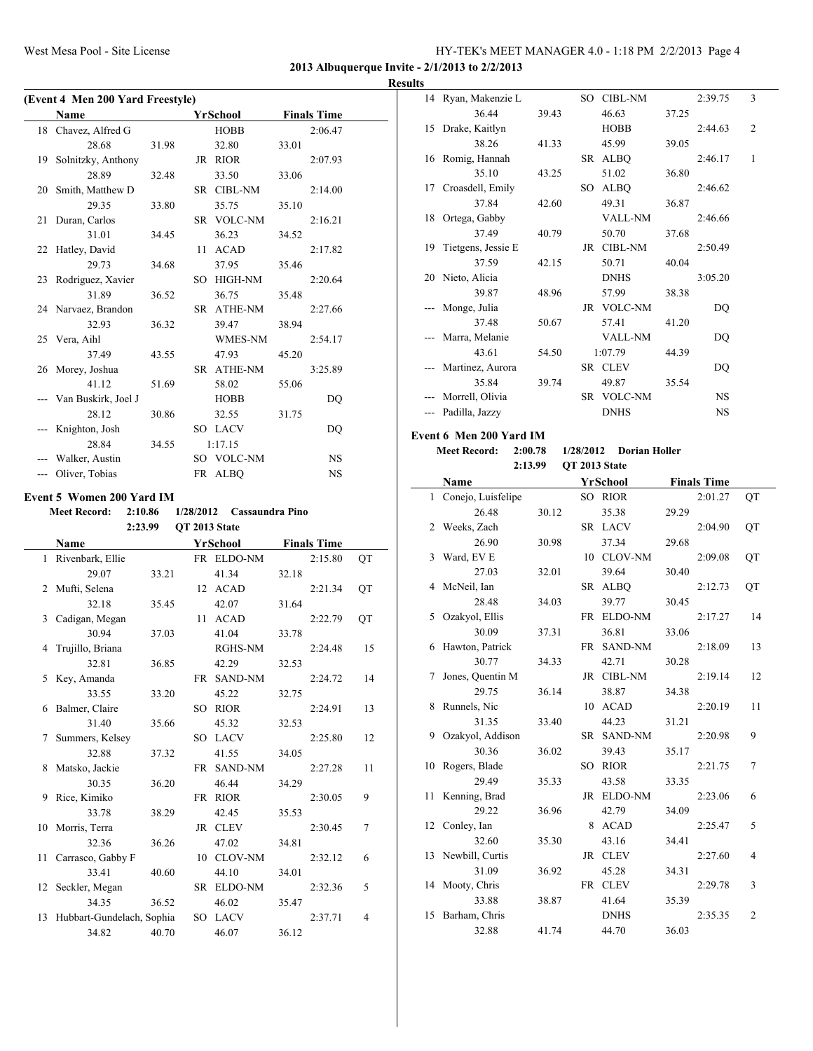## 2013 Albuquerque Invite - 2/1/2013 to 2/2/2013

### Results

**(Event 4 Men 200 Yard Freestyle)**

| | Name | Yr | School | Finals Time |
|---|---|---|---|---|
| 18 | Chavez, Alfred G | | HOBB | 2:06.47 |
| | 28.68 / 31.98 / 32.80 / 33.01 | | | |
| 19 | Solnitzky, Anthony | JR | RIOR | 2:07.93 |
| | 28.89 / 32.48 / 33.50 / 33.06 | | | |
| 20 | Smith, Matthew D | SR | CIBL-NM | 2:14.00 |
| | 29.35 / 33.80 / 35.75 / 35.10 | | | |
| 21 | Duran, Carlos | SR | VOLC-NM | 2:16.21 |
| | 31.01 / 34.45 / 36.23 / 34.52 | | | |
| 22 | Hatley, David | 11 | ACAD | 2:17.82 |
| | 29.73 / 34.68 / 37.95 / 35.46 | | | |
| 23 | Rodriguez, Xavier | SO | HIGH-NM | 2:20.64 |
| | 31.89 / 36.52 / 36.75 / 35.48 | | | |
| 24 | Narvaez, Brandon | SR | ATHE-NM | 2:27.66 |
| | 32.93 / 36.32 / 39.47 / 38.94 | | | |
| 25 | Vera, Aihl | | WMES-NM | 2:54.17 |
| | 37.49 / 43.55 / 47.93 / 45.20 | | | |
| 26 | Morey, Joshua | SR | ATHE-NM | 3:25.89 |
| | 41.12 / 51.69 / 58.02 / 55.06 | | | |
| --- | Van Buskirk, Joel J | | HOBB | DQ |
| | 28.12 / 30.86 / 32.55 / 31.75 | | | |
| --- | Knighton, Josh | SO | LACV | DQ |
| | 28.84 / 34.55 / 1:17.15 | | | |
| --- | Walker, Austin | SO | VOLC-NM | NS |
| --- | Oliver, Tobias | FR | ALBQ | NS |

**Event 5 Women 200 Yard IM**

Meet Record: 2:10.86 1/28/2012 Cassaundra Pino
2:23.99 QT 2013 State

| | Name | Yr | School | Finals Time | |
|---|---|---|---|---|---|
| 1 | Rivenbark, Ellie | FR | ELDO-NM | 2:15.80 | QT |
| | 29.07 / 33.21 / 41.34 / 32.18 | | | | |
| 2 | Mufti, Selena | 12 | ACAD | 2:21.34 | QT |
| | 32.18 / 35.45 / 42.07 / 31.64 | | | | |
| 3 | Cadigan, Megan | 11 | ACAD | 2:22.79 | QT |
| | 30.94 / 37.03 / 41.04 / 33.78 | | | | |
| 4 | Trujillo, Briana | | RGHS-NM | 2:24.48 | 15 |
| | 32.81 / 36.85 / 42.29 / 32.53 | | | | |
| 5 | Key, Amanda | FR | SAND-NM | 2:24.72 | 14 |
| | 33.55 / 33.20 / 45.22 / 32.75 | | | | |
| 6 | Balmer, Claire | SO | RIOR | 2:24.91 | 13 |
| | 31.40 / 35.66 / 45.32 / 32.53 | | | | |
| 7 | Summers, Kelsey | SO | LACV | 2:25.80 | 12 |
| | 32.88 / 37.32 / 41.55 / 34.05 | | | | |
| 8 | Matsko, Jackie | FR | SAND-NM | 2:27.28 | 11 |
| | 30.35 / 36.20 / 46.44 / 34.29 | | | | |
| 9 | Rice, Kimiko | FR | RIOR | 2:30.05 | 9 |
| | 33.78 / 38.29 / 42.45 / 35.53 | | | | |
| 10 | Morris, Terra | JR | CLEV | 2:30.45 | 7 |
| | 32.36 / 36.26 / 47.02 / 34.81 | | | | |
| 11 | Carrasco, Gabby F | 10 | CLOV-NM | 2:32.12 | 6 |
| | 33.41 / 40.60 / 44.10 / 34.01 | | | | |
| 12 | Seckler, Megan | SR | ELDO-NM | 2:32.36 | 5 |
| | 34.35 / 36.52 / 46.02 / 35.47 | | | | |
| 13 | Hubbart-Gundelach, Sophia | SO | LACV | 2:37.71 | 4 |
| | 34.82 / 40.70 / 46.07 / 36.12 | | | | |
| 14 | Ryan, Makenzie L | SO | CIBL-NM | 2:39.75 | 3 |
| | 36.44 / 39.43 / 46.63 / 37.25 | | | | |
| 15 | Drake, Kaitlyn | | HOBB | 2:44.63 | 2 |
| | 38.26 / 41.33 / 45.99 / 39.05 | | | | |
| 16 | Romig, Hannah | SR | ALBQ | 2:46.17 | 1 |
| | 35.10 / 43.25 / 51.02 / 36.80 | | | | |
| 17 | Croasdell, Emily | SO | ALBQ | 2:46.62 | |
| | 37.84 / 42.60 / 49.31 / 36.87 | | | | |
| 18 | Ortega, Gabby | | VALL-NM | 2:46.66 | |
| | 37.49 / 40.79 / 50.70 / 37.68 | | | | |
| 19 | Tietgens, Jessie E | JR | CIBL-NM | 2:50.49 | |
| | 37.59 / 42.15 / 50.71 / 40.04 | | | | |
| 20 | Nieto, Alicia | | DNHS | 3:05.20 | |
| | 39.87 / 48.96 / 57.99 / 38.38 | | | | |
| --- | Monge, Julia | JR | VOLC-NM | DQ | |
| | 37.48 / 50.67 / 57.41 / 41.20 | | | | |
| --- | Marra, Melanie | | VALL-NM | DQ | |
| | 43.61 / 54.50 / 1:07.79 / 44.39 | | | | |
| --- | Martinez, Aurora | SR | CLEV | DQ | |
| | 35.84 / 39.74 / 49.87 / 35.54 | | | | |
| --- | Morrell, Olivia | SR | VOLC-NM | NS | |
| --- | Padilla, Jazzy | | DNHS | NS | |

**Event 6 Men 200 Yard IM**

Meet Record: 2:00.78 1/28/2012 Dorian Holler
2:13.99 QT 2013 State

| | Name | Yr | School | Finals Time | |
|---|---|---|---|---|---|
| 1 | Conejo, Luisfelipe | SO | RIOR | 2:01.27 | QT |
| | 26.48 / 30.12 / 35.38 / 29.29 | | | | |
| 2 | Weeks, Zach | SR | LACV | 2:04.90 | QT |
| | 26.90 / 30.98 / 37.34 / 29.68 | | | | |
| 3 | Ward, EV E | 10 | CLOV-NM | 2:09.08 | QT |
| | 27.03 / 32.01 / 39.64 / 30.40 | | | | |
| 4 | McNeil, Ian | SR | ALBQ | 2:12.73 | QT |
| | 28.48 / 34.03 / 39.77 / 30.45 | | | | |
| 5 | Ozakyol, Ellis | FR | ELDO-NM | 2:17.27 | 14 |
| | 30.09 / 37.31 / 36.81 / 33.06 | | | | |
| 6 | Hawton, Patrick | FR | SAND-NM | 2:18.09 | 13 |
| | 30.77 / 34.33 / 42.71 / 30.28 | | | | |
| 7 | Jones, Quentin M | JR | CIBL-NM | 2:19.14 | 12 |
| | 29.75 / 36.14 / 38.87 / 34.38 | | | | |
| 8 | Runnels, Nic | 10 | ACAD | 2:20.19 | 11 |
| | 31.35 / 33.40 / 44.23 / 31.21 | | | | |
| 9 | Ozakyol, Addison | SR | SAND-NM | 2:20.98 | 9 |
| | 30.36 / 36.02 / 39.43 / 35.17 | | | | |
| 10 | Rogers, Blade | SO | RIOR | 2:21.75 | 7 |
| | 29.49 / 35.33 / 43.58 / 33.35 | | | | |
| 11 | Kenning, Brad | JR | ELDO-NM | 2:23.06 | 6 |
| | 29.22 / 36.96 / 42.79 / 34.09 | | | | |
| 12 | Conley, Ian | 8 | ACAD | 2:25.47 | 5 |
| | 32.60 / 35.30 / 43.16 / 34.41 | | | | |
| 13 | Newbill, Curtis | JR | CLEV | 2:27.60 | 4 |
| | 31.09 / 36.92 / 45.28 / 34.31 | | | | |
| 14 | Mooty, Chris | FR | CLEV | 2:29.78 | 3 |
| | 33.88 / 38.87 / 41.64 / 35.39 | | | | |
| 15 | Barham, Chris | | DNHS | 2:35.35 | 2 |
| | 32.88 / 41.74 / 44.70 / 36.03 | | | | |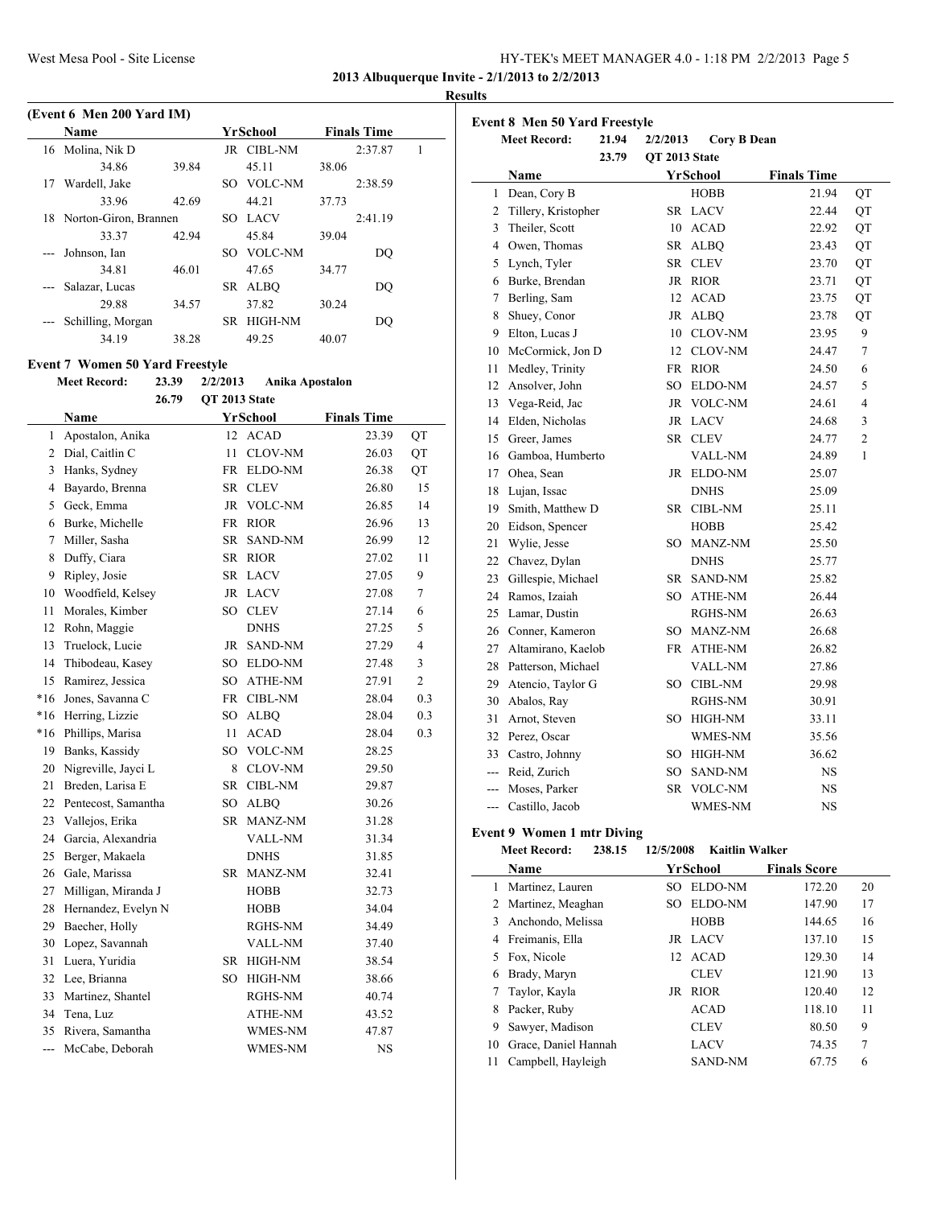**2013 Albuquerque Invite - 2/1/2013 to 2/2/2013**

**Results**

### (Event 6 Men 200 Yard IM)

| | Name | Yr | School | Finals Time | |
|---|---|---|---|---|---|
| 16 | Molina, Nik D | JR | CIBL-NM | 2:37.87 | 1 |
| | 34.86 / 39.84 / 45.11 / 38.06 | | | | |
| 17 | Wardell, Jake | SO | VOLC-NM | 2:38.59 | |
| | 33.96 / 42.69 / 44.21 / 37.73 | | | | |
| 18 | Norton-Giron, Brannen | SO | LACV | 2:41.19 | |
| | 33.37 / 42.94 / 45.84 / 39.04 | | | | |
| --- | Johnson, Ian | SO | VOLC-NM | DQ | |
| | 34.81 / 46.01 / 47.65 / 34.77 | | | | |
| --- | Salazar, Lucas | SR | ALBQ | DQ | |
| | 29.88 / 34.57 / 37.82 / 30.24 | | | | |
| --- | Schilling, Morgan | SR | HIGH-NM | DQ | |
| | 34.19 / 38.28 / 49.25 / 40.07 | | | | |

### Event 7 Women 50 Yard Freestyle

Meet Record: 23.39 2/2/2013 Anika Apostalon
26.79 QT 2013 State

| | Name | Yr | School | Finals Time | |
|---|---|---|---|---|---|
| 1 | Apostalon, Anika | 12 | ACAD | 23.39 | QT |
| 2 | Dial, Caitlin C | 11 | CLOV-NM | 26.03 | QT |
| 3 | Hanks, Sydney | FR | ELDO-NM | 26.38 | QT |
| 4 | Bayardo, Brenna | SR | CLEV | 26.80 | 15 |
| 5 | Geck, Emma | JR | VOLC-NM | 26.85 | 14 |
| 6 | Burke, Michelle | FR | RIOR | 26.96 | 13 |
| 7 | Miller, Sasha | SR | SAND-NM | 26.99 | 12 |
| 8 | Duffy, Ciara | SR | RIOR | 27.02 | 11 |
| 9 | Ripley, Josie | SR | LACV | 27.05 | 9 |
| 10 | Woodfield, Kelsey | JR | LACV | 27.08 | 7 |
| 11 | Morales, Kimber | SO | CLEV | 27.14 | 6 |
| 12 | Rohn, Maggie | | DNHS | 27.25 | 5 |
| 13 | Truelock, Lucie | JR | SAND-NM | 27.29 | 4 |
| 14 | Thibodeau, Kasey | SO | ELDO-NM | 27.48 | 3 |
| 15 | Ramirez, Jessica | SO | ATHE-NM | 27.91 | 2 |
| *16 | Jones, Savanna C | FR | CIBL-NM | 28.04 | 0.3 |
| *16 | Herring, Lizzie | SO | ALBQ | 28.04 | 0.3 |
| *16 | Phillips, Marisa | 11 | ACAD | 28.04 | 0.3 |
| 19 | Banks, Kassidy | SO | VOLC-NM | 28.25 | |
| 20 | Nigreville, Jayci L | 8 | CLOV-NM | 29.50 | |
| 21 | Breden, Larisa E | SR | CIBL-NM | 29.87 | |
| 22 | Pentecost, Samantha | SO | ALBQ | 30.26 | |
| 23 | Vallejos, Erika | SR | MANZ-NM | 31.28 | |
| 24 | Garcia, Alexandria | | VALL-NM | 31.34 | |
| 25 | Berger, Makaela | | DNHS | 31.85 | |
| 26 | Gale, Marissa | SR | MANZ-NM | 32.41 | |
| 27 | Milligan, Miranda J | | HOBB | 32.73 | |
| 28 | Hernandez, Evelyn N | | HOBB | 34.04 | |
| 29 | Baecher, Holly | | RGHS-NM | 34.49 | |
| 30 | Lopez, Savannah | | VALL-NM | 37.40 | |
| 31 | Luera, Yuridia | SR | HIGH-NM | 38.54 | |
| 32 | Lee, Brianna | SO | HIGH-NM | 38.66 | |
| 33 | Martinez, Shantel | | RGHS-NM | 40.74 | |
| 34 | Tena, Luz | | ATHE-NM | 43.52 | |
| 35 | Rivera, Samantha | | WMES-NM | 47.87 | |
| --- | McCabe, Deborah | | WMES-NM | NS | |

### Event 8 Men 50 Yard Freestyle

Meet Record: 21.94 2/2/2013 Cory B Dean
23.79 QT 2013 State

| | Name | Yr | School | Finals Time | |
|---|---|---|---|---|---|
| 1 | Dean, Cory B | | HOBB | 21.94 | QT |
| 2 | Tillery, Kristopher | SR | LACV | 22.44 | QT |
| 3 | Theiler, Scott | 10 | ACAD | 22.92 | QT |
| 4 | Owen, Thomas | SR | ALBQ | 23.43 | QT |
| 5 | Lynch, Tyler | SR | CLEV | 23.70 | QT |
| 6 | Burke, Brendan | JR | RIOR | 23.71 | QT |
| 7 | Berling, Sam | 12 | ACAD | 23.75 | QT |
| 8 | Shuey, Conor | JR | ALBQ | 23.78 | QT |
| 9 | Elton, Lucas J | 10 | CLOV-NM | 23.95 | 9 |
| 10 | McCormick, Jon D | 12 | CLOV-NM | 24.47 | 7 |
| 11 | Medley, Trinity | FR | RIOR | 24.50 | 6 |
| 12 | Ansolver, John | SO | ELDO-NM | 24.57 | 5 |
| 13 | Vega-Reid, Jac | JR | VOLC-NM | 24.61 | 4 |
| 14 | Elden, Nicholas | JR | LACV | 24.68 | 3 |
| 15 | Greer, James | SR | CLEV | 24.77 | 2 |
| 16 | Gamboa, Humberto | | VALL-NM | 24.89 | 1 |
| 17 | Ohea, Sean | JR | ELDO-NM | 25.07 | |
| 18 | Lujan, Issac | | DNHS | 25.09 | |
| 19 | Smith, Matthew D | SR | CIBL-NM | 25.11 | |
| 20 | Eidson, Spencer | | HOBB | 25.42 | |
| 21 | Wylie, Jesse | SO | MANZ-NM | 25.50 | |
| 22 | Chavez, Dylan | | DNHS | 25.77 | |
| 23 | Gillespie, Michael | SR | SAND-NM | 25.82 | |
| 24 | Ramos, Izaiah | SO | ATHE-NM | 26.44 | |
| 25 | Lamar, Dustin | | RGHS-NM | 26.63 | |
| 26 | Conner, Kameron | SO | MANZ-NM | 26.68 | |
| 27 | Altamirano, Kaelob | FR | ATHE-NM | 26.82 | |
| 28 | Patterson, Michael | | VALL-NM | 27.86 | |
| 29 | Atencio, Taylor G | SO | CIBL-NM | 29.98 | |
| 30 | Abalos, Ray | | RGHS-NM | 30.91 | |
| 31 | Arnot, Steven | SO | HIGH-NM | 33.11 | |
| 32 | Perez, Oscar | | WMES-NM | 35.56 | |
| 33 | Castro, Johnny | SO | HIGH-NM | 36.62 | |
| --- | Reid, Zurich | SO | SAND-NM | NS | |
| --- | Moses, Parker | SR | VOLC-NM | NS | |
| --- | Castillo, Jacob | | WMES-NM | NS | |

### Event 9 Women 1 mtr Diving

Meet Record: 238.15 12/5/2008 Kaitlin Walker

| | Name | Yr | School | Finals Score | |
|---|---|---|---|---|---|
| 1 | Martinez, Lauren | SO | ELDO-NM | 172.20 | 20 |
| 2 | Martinez, Meaghan | SO | ELDO-NM | 147.90 | 17 |
| 3 | Anchondo, Melissa | | HOBB | 144.65 | 16 |
| 4 | Freimanis, Ella | JR | LACV | 137.10 | 15 |
| 5 | Fox, Nicole | 12 | ACAD | 129.30 | 14 |
| 6 | Brady, Maryn | | CLEV | 121.90 | 13 |
| 7 | Taylor, Kayla | JR | RIOR | 120.40 | 12 |
| 8 | Packer, Ruby | | ACAD | 118.10 | 11 |
| 9 | Sawyer, Madison | | CLEV | 80.50 | 9 |
| 10 | Grace, Daniel Hannah | | LACV | 74.35 | 7 |
| 11 | Campbell, Hayleigh | | SAND-NM | 67.75 | 6 |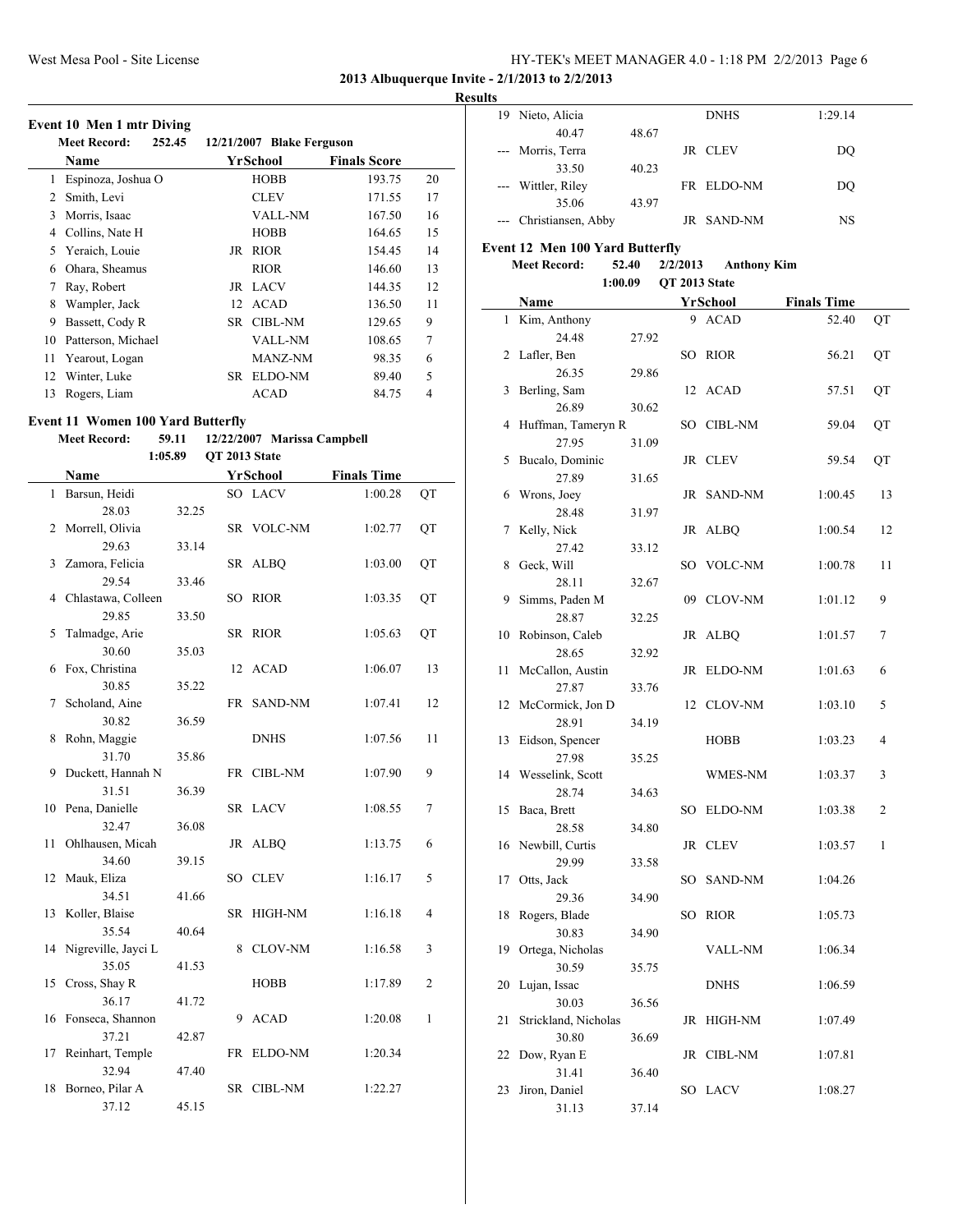**2013 Albuquerque Invite - 2/1/2013 to 2/2/2013**

**Results**

### Event 10 Men 1 mtr Diving

**Meet Record:** 252.45 12/21/2007 Blake Ferguson

| | Name | Yr | School | Finals Score | |
|---|---|---|---|---|---|
| 1 | Espinoza, Joshua O | | HOBB | 193.75 | 20 |
| 2 | Smith, Levi | | CLEV | 171.55 | 17 |
| 3 | Morris, Isaac | | VALL-NM | 167.50 | 16 |
| 4 | Collins, Nate H | | HOBB | 164.65 | 15 |
| 5 | Yeraich, Louie | JR | RIOR | 154.45 | 14 |
| 6 | Ohara, Sheamus | | RIOR | 146.60 | 13 |
| 7 | Ray, Robert | JR | LACV | 144.35 | 12 |
| 8 | Wampler, Jack | 12 | ACAD | 136.50 | 11 |
| 9 | Bassett, Cody R | SR | CIBL-NM | 129.65 | 9 |
| 10 | Patterson, Michael | | VALL-NM | 108.65 | 7 |
| 11 | Yearout, Logan | | MANZ-NM | 98.35 | 6 |
| 12 | Winter, Luke | SR | ELDO-NM | 89.40 | 5 |
| 13 | Rogers, Liam | | ACAD | 84.75 | 4 |

### Event 11 Women 100 Yard Butterfly

**Meet Record:** 59.11 12/22/2007 Marissa Campbell
1:05.89 QT 2013 State

| | Name | Yr | School | Finals Time | |
|---|---|---|---|---|---|
| 1 | Barsun, Heidi | SO | LACV | 1:00.28 | QT |
| | 28.03 32.25 | | | | |
| 2 | Morrell, Olivia | SR | VOLC-NM | 1:02.77 | QT |
| | 29.63 33.14 | | | | |
| 3 | Zamora, Felicia | SR | ALBQ | 1:03.00 | QT |
| | 29.54 33.46 | | | | |
| 4 | Chlastawa, Colleen | SO | RIOR | 1:03.35 | QT |
| | 29.85 33.50 | | | | |
| 5 | Talmadge, Arie | SR | RIOR | 1:05.63 | QT |
| | 30.60 35.03 | | | | |
| 6 | Fox, Christina | 12 | ACAD | 1:06.07 | 13 |
| | 30.85 35.22 | | | | |
| 7 | Scholand, Aine | FR | SAND-NM | 1:07.41 | 12 |
| | 30.82 36.59 | | | | |
| 8 | Rohn, Maggie | | DNHS | 1:07.56 | 11 |
| | 31.70 35.86 | | | | |
| 9 | Duckett, Hannah N | FR | CIBL-NM | 1:07.90 | 9 |
| | 31.51 36.39 | | | | |
| 10 | Pena, Danielle | SR | LACV | 1:08.55 | 7 |
| | 32.47 36.08 | | | | |
| 11 | Ohlhausen, Micah | JR | ALBQ | 1:13.75 | 6 |
| | 34.60 39.15 | | | | |
| 12 | Mauk, Eliza | SO | CLEV | 1:16.17 | 5 |
| | 34.51 41.66 | | | | |
| 13 | Koller, Blaise | SR | HIGH-NM | 1:16.18 | 4 |
| | 35.54 40.64 | | | | |
| 14 | Nigreville, Jayci L | 8 | CLOV-NM | 1:16.58 | 3 |
| | 35.05 41.53 | | | | |
| 15 | Cross, Shay R | | HOBB | 1:17.89 | 2 |
| | 36.17 41.72 | | | | |
| 16 | Fonseca, Shannon | 9 | ACAD | 1:20.08 | 1 |
| | 37.21 42.87 | | | | |
| 17 | Reinhart, Temple | FR | ELDO-NM | 1:20.34 | |
| | 32.94 47.40 | | | | |
| 18 | Borneo, Pilar A | SR | CIBL-NM | 1:22.27 | |
| | 37.12 45.15 | | | | |
| 19 | Nieto, Alicia | | DNHS | 1:29.14 | |
| | 40.47 48.67 | | | | |
| --- | Morris, Terra | JR | CLEV | DQ | |
| | 33.50 40.23 | | | | |
| --- | Wittler, Riley | FR | ELDO-NM | DQ | |
| | 35.06 43.97 | | | | |
| --- | Christiansen, Abby | JR | SAND-NM | NS | |

### Event 12 Men 100 Yard Butterfly

**Meet Record:** 52.40 2/2/2013 Anthony Kim
1:00.09 QT 2013 State

| | Name | Yr | School | Finals Time | |
|---|---|---|---|---|---|
| 1 | Kim, Anthony | 9 | ACAD | 52.40 | QT |
| | 24.48 27.92 | | | | |
| 2 | Lafler, Ben | SO | RIOR | 56.21 | QT |
| | 26.35 29.86 | | | | |
| 3 | Berling, Sam | 12 | ACAD | 57.51 | QT |
| | 26.89 30.62 | | | | |
| 4 | Huffman, Tameryn R | SO | CIBL-NM | 59.04 | QT |
| | 27.95 31.09 | | | | |
| 5 | Bucalo, Dominic | JR | CLEV | 59.54 | QT |
| | 27.89 31.65 | | | | |
| 6 | Wrons, Joey | JR | SAND-NM | 1:00.45 | 13 |
| | 28.48 31.97 | | | | |
| 7 | Kelly, Nick | JR | ALBQ | 1:00.54 | 12 |
| | 27.42 33.12 | | | | |
| 8 | Geck, Will | SO | VOLC-NM | 1:00.78 | 11 |
| | 28.11 32.67 | | | | |
| 9 | Simms, Paden M | 09 | CLOV-NM | 1:01.12 | 9 |
| | 28.87 32.25 | | | | |
| 10 | Robinson, Caleb | JR | ALBQ | 1:01.57 | 7 |
| | 28.65 32.92 | | | | |
| 11 | McCallon, Austin | JR | ELDO-NM | 1:01.63 | 6 |
| | 27.87 33.76 | | | | |
| 12 | McCormick, Jon D | 12 | CLOV-NM | 1:03.10 | 5 |
| | 28.91 34.19 | | | | |
| 13 | Eidson, Spencer | | HOBB | 1:03.23 | 4 |
| | 27.98 35.25 | | | | |
| 14 | Wesselink, Scott | | WMES-NM | 1:03.37 | 3 |
| | 28.74 34.63 | | | | |
| 15 | Baca, Brett | SO | ELDO-NM | 1:03.38 | 2 |
| | 28.58 34.80 | | | | |
| 16 | Newbill, Curtis | JR | CLEV | 1:03.57 | 1 |
| | 29.99 33.58 | | | | |
| 17 | Otts, Jack | SO | SAND-NM | 1:04.26 | |
| | 29.36 34.90 | | | | |
| 18 | Rogers, Blade | SO | RIOR | 1:05.73 | |
| | 30.83 34.90 | | | | |
| 19 | Ortega, Nicholas | | VALL-NM | 1:06.34 | |
| | 30.59 35.75 | | | | |
| 20 | Lujan, Issac | | DNHS | 1:06.59 | |
| | 30.03 36.56 | | | | |
| 21 | Strickland, Nicholas | JR | HIGH-NM | 1:07.49 | |
| | 30.80 36.69 | | | | |
| 22 | Dow, Ryan E | JR | CIBL-NM | 1:07.81 | |
| | 31.41 36.40 | | | | |
| 23 | Jiron, Daniel | SO | LACV | 1:08.27 | |
| | 31.13 37.14 | | | | |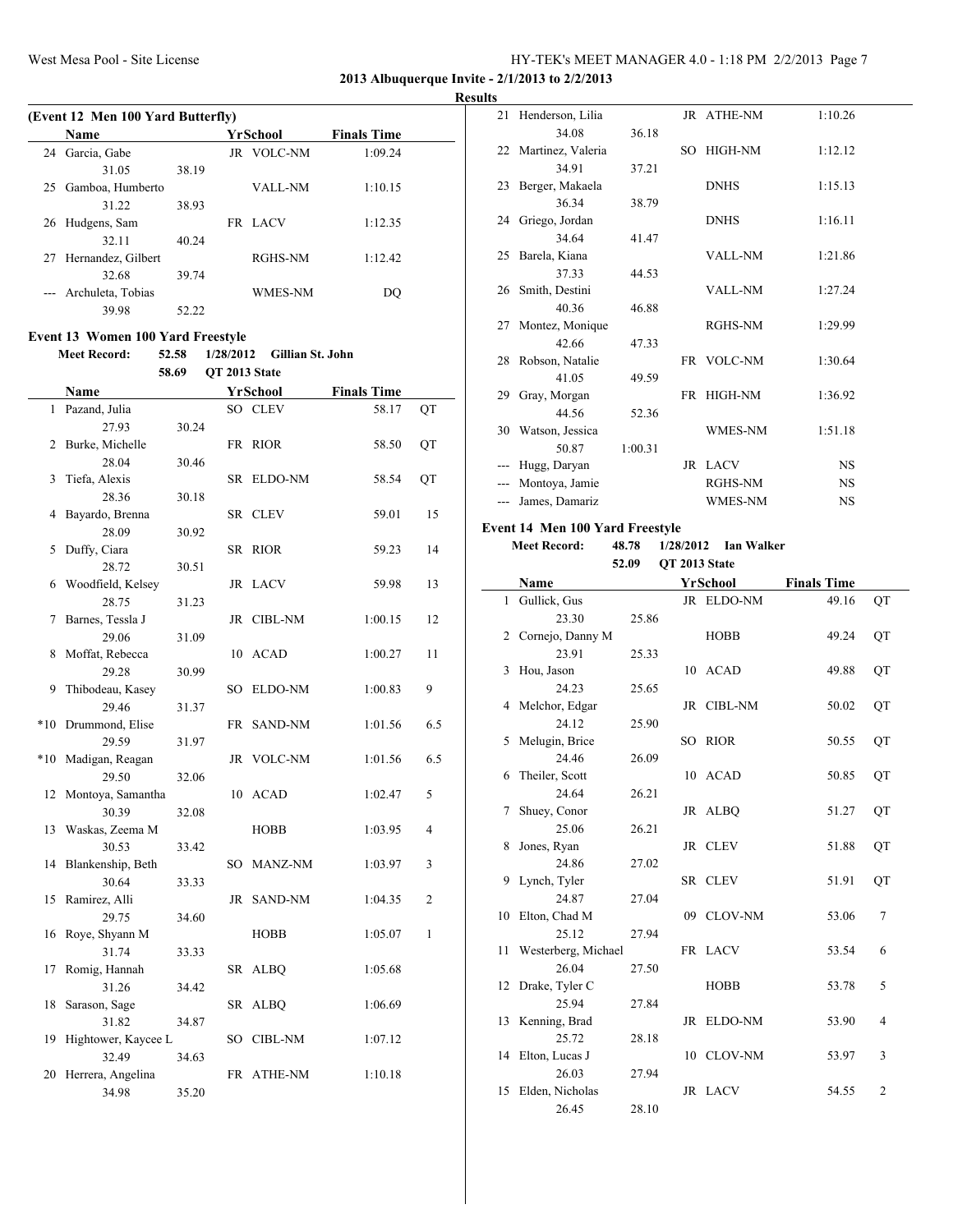**2013 Albuquerque Invite - 2/1/2013 to 2/2/2013**

**Results**

**(Event 12 Men 100 Yard Butterfly)**

| | Name | Yr | School | Finals Time | |
|---|---|---|---|---|---|
| 24 | Garcia, Gabe | JR | VOLC-NM | 1:09.24 | |
| | 31.05 | 38.19 | | | |
| 25 | Gamboa, Humberto | | VALL-NM | 1:10.15 | |
| | 31.22 | 38.93 | | | |
| 26 | Hudgens, Sam | FR | LACV | 1:12.35 | |
| | 32.11 | 40.24 | | | |
| 27 | Hernandez, Gilbert | | RGHS-NM | 1:12.42 | |
| | 32.68 | 39.74 | | | |
| --- | Archuleta, Tobias | | WMES-NM | DQ | |
| | 39.98 | 52.22 | | | |

**Event 13 Women 100 Yard Freestyle**

Meet Record: 52.58 1/28/2012 Gillian St. John

58.69 QT 2013 State

| | Name | Yr | School | Finals Time | |
|---|---|---|---|---|---|
| 1 | Pazand, Julia | SO | CLEV | 58.17 | QT |
| | 27.93 | 30.24 | | | |
| 2 | Burke, Michelle | FR | RIOR | 58.50 | QT |
| | 28.04 | 30.46 | | | |
| 3 | Tiefa, Alexis | SR | ELDO-NM | 58.54 | QT |
| | 28.36 | 30.18 | | | |
| 4 | Bayardo, Brenna | SR | CLEV | 59.01 | 15 |
| | 28.09 | 30.92 | | | |
| 5 | Duffy, Ciara | SR | RIOR | 59.23 | 14 |
| | 28.72 | 30.51 | | | |
| 6 | Woodfield, Kelsey | JR | LACV | 59.98 | 13 |
| | 28.75 | 31.23 | | | |
| 7 | Barnes, Tessla J | JR | CIBL-NM | 1:00.15 | 12 |
| | 29.06 | 31.09 | | | |
| 8 | Moffat, Rebecca | 10 | ACAD | 1:00.27 | 11 |
| | 29.28 | 30.99 | | | |
| 9 | Thibodeau, Kasey | SO | ELDO-NM | 1:00.83 | 9 |
| | 29.46 | 31.37 | | | |
| *10 | Drummond, Elise | FR | SAND-NM | 1:01.56 | 6.5 |
| | 29.59 | 31.97 | | | |
| *10 | Madigan, Reagan | JR | VOLC-NM | 1:01.56 | 6.5 |
| | 29.50 | 32.06 | | | |
| 12 | Montoya, Samantha | 10 | ACAD | 1:02.47 | 5 |
| | 30.39 | 32.08 | | | |
| 13 | Waskas, Zeema M | | HOBB | 1:03.95 | 4 |
| | 30.53 | 33.42 | | | |
| 14 | Blankenship, Beth | SO | MANZ-NM | 1:03.97 | 3 |
| | 30.64 | 33.33 | | | |
| 15 | Ramirez, Alli | JR | SAND-NM | 1:04.35 | 2 |
| | 29.75 | 34.60 | | | |
| 16 | Roye, Shyann M | | HOBB | 1:05.07 | 1 |
| | 31.74 | 33.33 | | | |
| 17 | Romig, Hannah | SR | ALBQ | 1:05.68 | |
| | 31.26 | 34.42 | | | |
| 18 | Sarason, Sage | SR | ALBQ | 1:06.69 | |
| | 31.82 | 34.87 | | | |
| 19 | Hightower, Kaycee L | SO | CIBL-NM | 1:07.12 | |
| | 32.49 | 34.63 | | | |
| 20 | Herrera, Angelina | FR | ATHE-NM | 1:10.18 | |
| | 34.98 | 35.20 | | | |
| 21 | Henderson, Lilia | JR | ATHE-NM | 1:10.26 | |
| | 34.08 | 36.18 | | | |
| 22 | Martinez, Valeria | SO | HIGH-NM | 1:12.12 | |
| | 34.91 | 37.21 | | | |
| 23 | Berger, Makaela | | DNHS | 1:15.13 | |
| | 36.34 | 38.79 | | | |
| 24 | Griego, Jordan | | DNHS | 1:16.11 | |
| | 34.64 | 41.47 | | | |
| 25 | Barela, Kiana | | VALL-NM | 1:21.86 | |
| | 37.33 | 44.53 | | | |
| 26 | Smith, Destini | | VALL-NM | 1:27.24 | |
| | 40.36 | 46.88 | | | |
| 27 | Montez, Monique | | RGHS-NM | 1:29.99 | |
| | 42.66 | 47.33 | | | |
| 28 | Robson, Natalie | FR | VOLC-NM | 1:30.64 | |
| | 41.05 | 49.59 | | | |
| 29 | Gray, Morgan | FR | HIGH-NM | 1:36.92 | |
| | 44.56 | 52.36 | | | |
| 30 | Watson, Jessica | | WMES-NM | 1:51.18 | |
| | 50.87 | 1:00.31 | | | |
| --- | Hugg, Daryan | JR | LACV | NS | |
| --- | Montoya, Jamie | | RGHS-NM | NS | |
| --- | James, Damariz | | WMES-NM | NS | |

**Event 14 Men 100 Yard Freestyle**

Meet Record: 48.78 1/28/2012 Ian Walker

52.09 QT 2013 State

| | Name | Yr | School | Finals Time | |
|---|---|---|---|---|---|
| 1 | Gullick, Gus | JR | ELDO-NM | 49.16 | QT |
| | 23.30 | 25.86 | | | |
| 2 | Cornejo, Danny M | | HOBB | 49.24 | QT |
| | 23.91 | 25.33 | | | |
| 3 | Hou, Jason | 10 | ACAD | 49.88 | QT |
| | 24.23 | 25.65 | | | |
| 4 | Melchor, Edgar | JR | CIBL-NM | 50.02 | QT |
| | 24.12 | 25.90 | | | |
| 5 | Melugin, Brice | SO | RIOR | 50.55 | QT |
| | 24.46 | 26.09 | | | |
| 6 | Theiler, Scott | 10 | ACAD | 50.85 | QT |
| | 24.64 | 26.21 | | | |
| 7 | Shuey, Conor | JR | ALBQ | 51.27 | QT |
| | 25.06 | 26.21 | | | |
| 8 | Jones, Ryan | JR | CLEV | 51.88 | QT |
| | 24.86 | 27.02 | | | |
| 9 | Lynch, Tyler | SR | CLEV | 51.91 | QT |
| | 24.87 | 27.04 | | | |
| 10 | Elton, Chad M | 09 | CLOV-NM | 53.06 | 7 |
| | 25.12 | 27.94 | | | |
| 11 | Westerberg, Michael | FR | LACV | 53.54 | 6 |
| | 26.04 | 27.50 | | | |
| 12 | Drake, Tyler C | | HOBB | 53.78 | 5 |
| | 25.94 | 27.84 | | | |
| 13 | Kenning, Brad | JR | ELDO-NM | 53.90 | 4 |
| | 25.72 | 28.18 | | | |
| 14 | Elton, Lucas J | 10 | CLOV-NM | 53.97 | 3 |
| | 26.03 | 27.94 | | | |
| 15 | Elden, Nicholas | JR | LACV | 54.55 | 2 |
| | 26.45 | 28.10 | | | |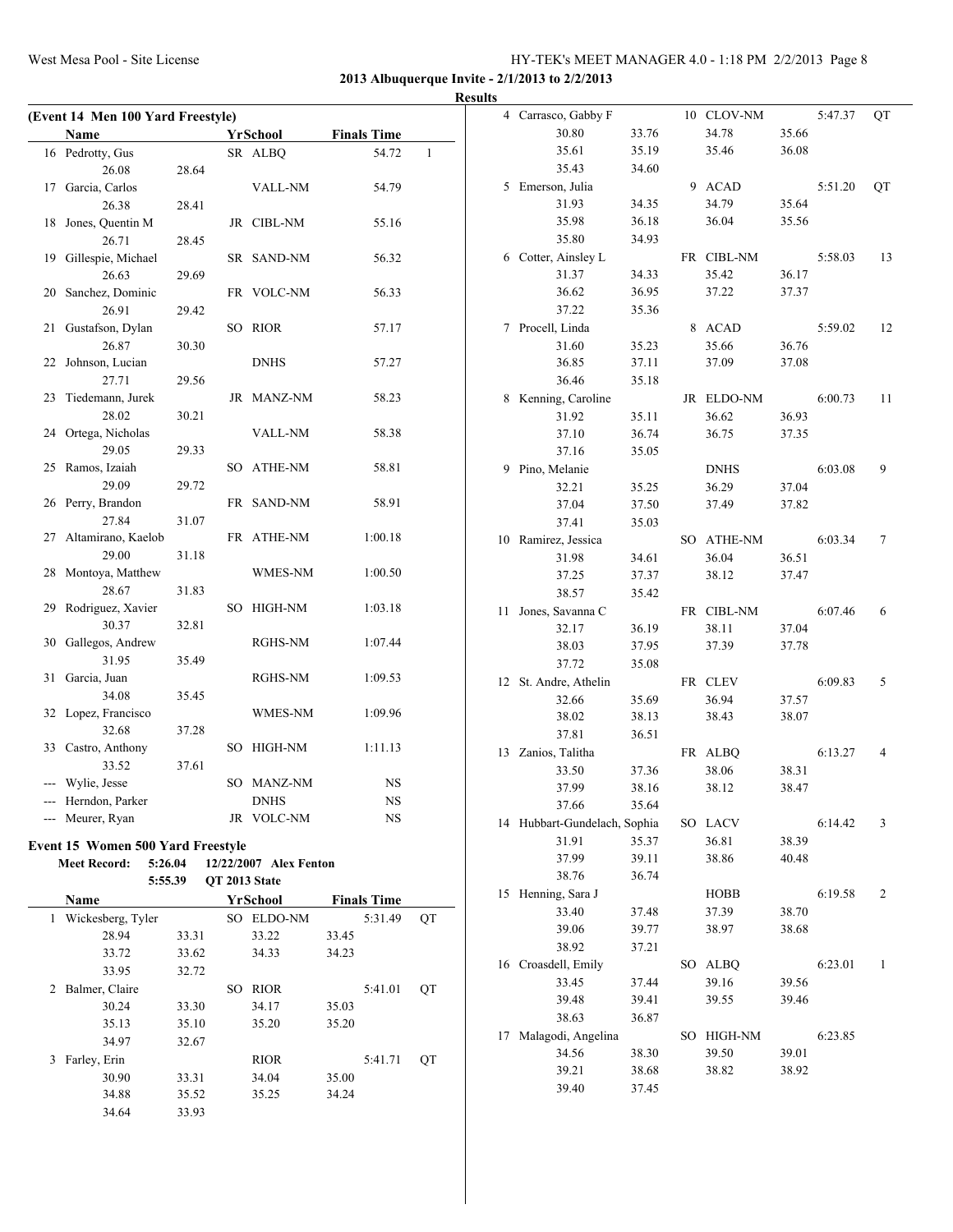**2013 Albuquerque Invite - 2/1/2013 to 2/2/2013**

**Results**

### (Event 14 Men 100 Yard Freestyle)

| | Name | Yr | School | Finals Time | |
|---|---|---|---|---|---|
| 16 | Pedrotty, Gus | SR | ALBQ | 54.72 | 1 |
| | 26.08 28.64 | | | | |
| 17 | Garcia, Carlos | | VALL-NM | 54.79 | |
| | 26.38 28.41 | | | | |
| 18 | Jones, Quentin M | JR | CIBL-NM | 55.16 | |
| | 26.71 28.45 | | | | |
| 19 | Gillespie, Michael | SR | SAND-NM | 56.32 | |
| | 26.63 29.69 | | | | |
| 20 | Sanchez, Dominic | FR | VOLC-NM | 56.33 | |
| | 26.91 29.42 | | | | |
| 21 | Gustafson, Dylan | SO | RIOR | 57.17 | |
| | 26.87 30.30 | | | | |
| 22 | Johnson, Lucian | | DNHS | 57.27 | |
| | 27.71 29.56 | | | | |
| 23 | Tiedemann, Jurek | JR | MANZ-NM | 58.23 | |
| | 28.02 30.21 | | | | |
| 24 | Ortega, Nicholas | | VALL-NM | 58.38 | |
| | 29.05 29.33 | | | | |
| 25 | Ramos, Izaiah | SO | ATHE-NM | 58.81 | |
| | 29.09 29.72 | | | | |
| 26 | Perry, Brandon | FR | SAND-NM | 58.91 | |
| | 27.84 31.07 | | | | |
| 27 | Altamirano, Kaelob | FR | ATHE-NM | 1:00.18 | |
| | 29.00 31.18 | | | | |
| 28 | Montoya, Matthew | | WMES-NM | 1:00.50 | |
| | 28.67 31.83 | | | | |
| 29 | Rodriguez, Xavier | SO | HIGH-NM | 1:03.18 | |
| | 30.37 32.81 | | | | |
| 30 | Gallegos, Andrew | | RGHS-NM | 1:07.44 | |
| | 31.95 35.49 | | | | |
| 31 | Garcia, Juan | | RGHS-NM | 1:09.53 | |
| | 34.08 35.45 | | | | |
| 32 | Lopez, Francisco | | WMES-NM | 1:09.96 | |
| | 32.68 37.28 | | | | |
| 33 | Castro, Anthony | SO | HIGH-NM | 1:11.13 | |
| | 33.52 37.61 | | | | |
| --- | Wylie, Jesse | SO | MANZ-NM | NS | |
| --- | Herndon, Parker | | DNHS | NS | |
| --- | Meurer, Ryan | JR | VOLC-NM | NS | |

### Event 15 Women 500 Yard Freestyle

**Meet Record:** 5:26.04 12/22/2007 Alex Fenton
5:55.39 QT 2013 State

| | Name | Yr | School | Finals Time | |
|---|---|---|---|---|---|
| 1 | Wickesberg, Tyler | SO | ELDO-NM | 5:31.49 | QT |
| | 28.94 33.31 33.22 33.45 | | | | |
| | 33.72 33.62 34.33 34.23 | | | | |
| | 33.95 32.72 | | | | |
| 2 | Balmer, Claire | SO | RIOR | 5:41.01 | QT |
| | 30.24 33.30 34.17 35.03 | | | | |
| | 35.13 35.10 35.20 35.20 | | | | |
| | 34.97 32.67 | | | | |
| 3 | Farley, Erin | | RIOR | 5:41.71 | QT |
| | 30.90 33.31 34.04 35.00 | | | | |
| | 34.88 35.52 35.25 34.24 | | | | |
| | 34.64 33.93 | | | | |
| 4 | Carrasco, Gabby F | 10 | CLOV-NM | 5:47.37 | QT |
| | 30.80 33.76 34.78 35.66 | | | | |
| | 35.61 35.19 35.46 36.08 | | | | |
| | 35.43 34.60 | | | | |
| 5 | Emerson, Julia | 9 | ACAD | 5:51.20 | QT |
| | 31.93 34.35 34.79 35.64 | | | | |
| | 35.98 36.18 36.04 35.56 | | | | |
| | 35.80 34.93 | | | | |
| 6 | Cotter, Ainsley L | FR | CIBL-NM | 5:58.03 | 13 |
| | 31.37 34.33 35.42 36.17 | | | | |
| | 36.62 36.95 37.22 37.37 | | | | |
| | 37.22 35.36 | | | | |
| 7 | Procell, Linda | 8 | ACAD | 5:59.02 | 12 |
| | 31.60 35.23 35.66 36.76 | | | | |
| | 36.85 37.11 37.09 37.08 | | | | |
| | 36.46 35.18 | | | | |
| 8 | Kenning, Caroline | JR | ELDO-NM | 6:00.73 | 11 |
| | 31.92 35.11 36.62 36.93 | | | | |
| | 37.10 36.74 36.75 37.35 | | | | |
| | 37.16 35.05 | | | | |
| 9 | Pino, Melanie | | DNHS | 6:03.08 | 9 |
| | 32.21 35.25 36.29 37.04 | | | | |
| | 37.04 37.50 37.49 37.82 | | | | |
| | 37.41 35.03 | | | | |
| 10 | Ramirez, Jessica | SO | ATHE-NM | 6:03.34 | 7 |
| | 31.98 34.61 36.04 36.51 | | | | |
| | 37.25 37.37 38.12 37.47 | | | | |
| | 38.57 35.42 | | | | |
| 11 | Jones, Savanna C | FR | CIBL-NM | 6:07.46 | 6 |
| | 32.17 36.19 38.11 37.04 | | | | |
| | 38.03 37.95 37.39 37.78 | | | | |
| | 37.72 35.08 | | | | |
| 12 | St. Andre, Athelin | FR | CLEV | 6:09.83 | 5 |
| | 32.66 35.69 36.94 37.57 | | | | |
| | 38.02 38.13 38.43 38.07 | | | | |
| | 37.81 36.51 | | | | |
| 13 | Zanios, Talitha | FR | ALBQ | 6:13.27 | 4 |
| | 33.50 37.36 38.06 38.31 | | | | |
| | 37.99 38.16 38.12 38.47 | | | | |
| | 37.66 35.64 | | | | |
| 14 | Hubbart-Gundelach, Sophia | SO | LACV | 6:14.42 | 3 |
| | 31.91 35.37 36.81 38.39 | | | | |
| | 37.99 39.11 38.86 40.48 | | | | |
| | 38.76 36.74 | | | | |
| 15 | Henning, Sara J | | HOBB | 6:19.58 | 2 |
| | 33.40 37.48 37.39 38.70 | | | | |
| | 39.06 39.77 38.97 38.68 | | | | |
| | 38.92 37.21 | | | | |
| 16 | Croasdell, Emily | SO | ALBQ | 6:23.01 | 1 |
| | 33.45 37.44 39.16 39.56 | | | | |
| | 39.48 39.41 39.55 39.46 | | | | |
| | 38.63 36.87 | | | | |
| 17 | Malagodi, Angelina | SO | HIGH-NM | 6:23.85 | |
| | 34.56 38.30 39.50 39.01 | | | | |
| | 39.21 38.68 38.82 38.92 | | | | |
| | 39.40 37.45 | | | | |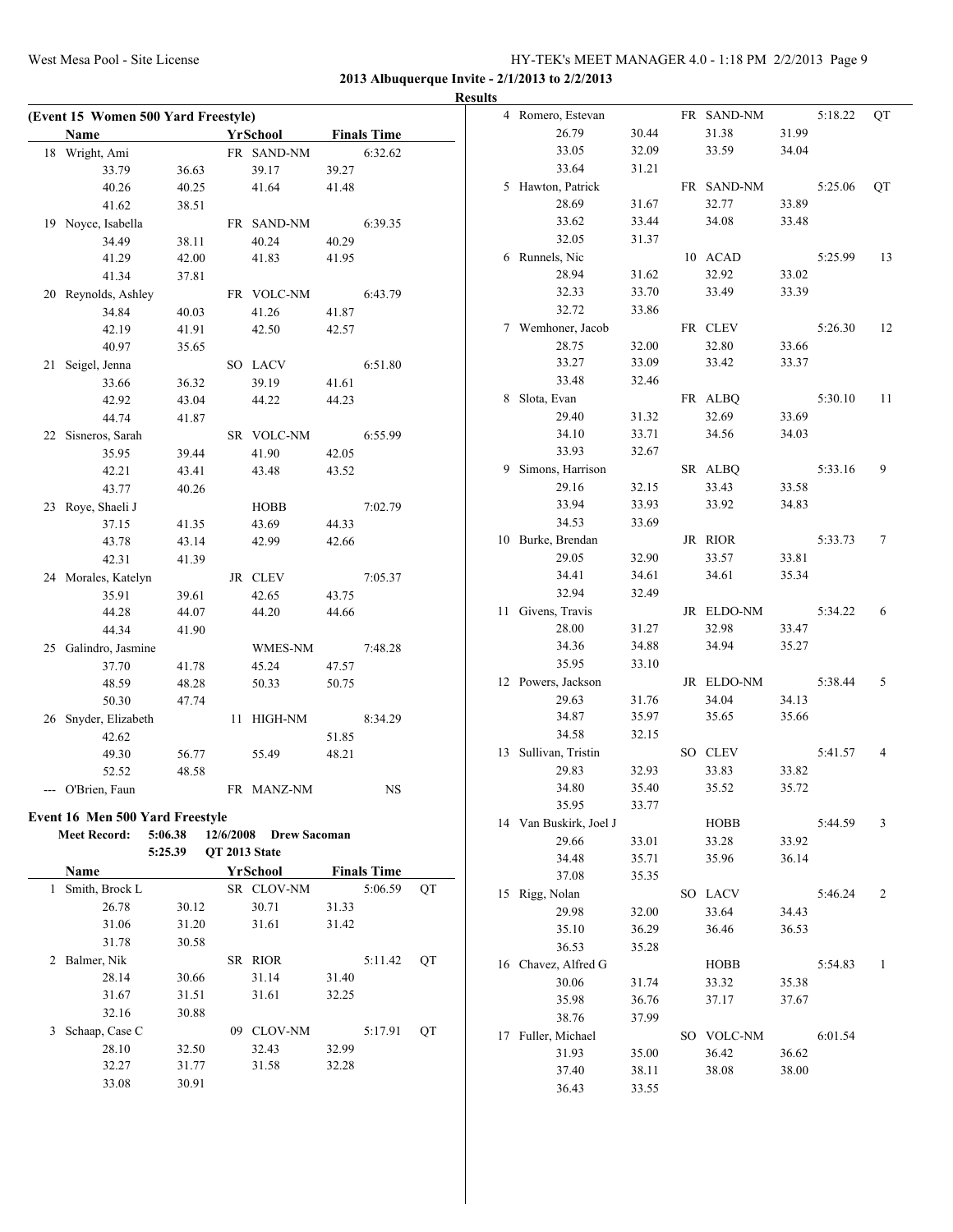## 2013 Albuquerque Invite - 2/1/2013 to 2/2/2013

### Results

**(Event 15 Women 500 Yard Freestyle)**

| | Name | Yr | School | Finals Time | |
|---|---|---|---|---|---|
| 18 | Wright, Ami | FR | SAND-NM | 6:32.62 | |
| | 33.79 36.63 39.17 39.27 | | | | |
| | 40.26 40.25 41.64 41.48 | | | | |
| | 41.62 38.51 | | | | |
| 19 | Noyce, Isabella | FR | SAND-NM | 6:39.35 | |
| | 34.49 38.11 40.24 40.29 | | | | |
| | 41.29 42.00 41.83 41.95 | | | | |
| | 41.34 37.81 | | | | |
| 20 | Reynolds, Ashley | FR | VOLC-NM | 6:43.79 | |
| | 34.84 40.03 41.26 41.87 | | | | |
| | 42.19 41.91 42.50 42.57 | | | | |
| | 40.97 35.65 | | | | |
| 21 | Seigel, Jenna | SO | LACV | 6:51.80 | |
| | 33.66 36.32 39.19 41.61 | | | | |
| | 42.92 43.04 44.22 44.23 | | | | |
| | 44.74 41.87 | | | | |
| 22 | Sisneros, Sarah | SR | VOLC-NM | 6:55.99 | |
| | 35.95 39.44 41.90 42.05 | | | | |
| | 42.21 43.41 43.48 43.52 | | | | |
| | 43.77 40.26 | | | | |
| 23 | Roye, Shaeli J | | HOBB | 7:02.79 | |
| | 37.15 41.35 43.69 44.33 | | | | |
| | 43.78 43.14 42.99 42.66 | | | | |
| | 42.31 41.39 | | | | |
| 24 | Morales, Katelyn | JR | CLEV | 7:05.37 | |
| | 35.91 39.61 42.65 43.75 | | | | |
| | 44.28 44.07 44.20 44.66 | | | | |
| | 44.34 41.90 | | | | |
| 25 | Galindro, Jasmine | | WMES-NM | 7:48.28 | |
| | 37.70 41.78 45.24 47.57 | | | | |
| | 48.59 48.28 50.33 50.75 | | | | |
| | 50.30 47.74 | | | | |
| 26 | Snyder, Elizabeth | 11 | HIGH-NM | 8:34.29 | |
| | 42.62 51.85 | | | | |
| | 49.30 56.77 55.49 48.21 | | | | |
| | 52.52 48.58 | | | | |
| --- | O'Brien, Faun | FR | MANZ-NM | NS | |

### Event 16 Men 500 Yard Freestyle

**Meet Record:** 5:06.38 12/6/2008 Drew Sacoman
5:25.39 QT 2013 State

| | Name | Yr | School | Finals Time | |
|---|---|---|---|---|---|
| 1 | Smith, Brock L | SR | CLOV-NM | 5:06.59 | QT |
| | 26.78 30.12 30.71 31.33 | | | | |
| | 31.06 31.20 31.61 31.42 | | | | |
| | 31.78 30.58 | | | | |
| 2 | Balmer, Nik | SR | RIOR | 5:11.42 | QT |
| | 28.14 30.66 31.14 31.40 | | | | |
| | 31.67 31.51 31.61 32.25 | | | | |
| | 32.16 30.88 | | | | |
| 3 | Schaap, Case C | 09 | CLOV-NM | 5:17.91 | QT |
| | 28.10 32.50 32.43 32.99 | | | | |
| | 32.27 31.77 31.58 32.28 | | | | |
| | 33.08 30.91 | | | | |
| 4 | Romero, Estevan | FR | SAND-NM | 5:18.22 | QT |
| | 26.79 30.44 31.38 31.99 | | | | |
| | 33.05 32.09 33.59 34.04 | | | | |
| | 33.64 31.21 | | | | |
| 5 | Hawton, Patrick | FR | SAND-NM | 5:25.06 | QT |
| | 28.69 31.67 32.77 33.89 | | | | |
| | 33.62 33.44 34.08 33.48 | | | | |
| | 32.05 31.37 | | | | |
| 6 | Runnels, Nic | 10 | ACAD | 5:25.99 | 13 |
| | 28.94 31.62 32.92 33.02 | | | | |
| | 32.33 33.70 33.49 33.39 | | | | |
| | 32.72 33.86 | | | | |
| 7 | Wemhoner, Jacob | FR | CLEV | 5:26.30 | 12 |
| | 28.75 32.00 32.80 33.66 | | | | |
| | 33.27 33.09 33.42 33.37 | | | | |
| | 33.48 32.46 | | | | |
| 8 | Slota, Evan | FR | ALBQ | 5:30.10 | 11 |
| | 29.40 31.32 32.69 33.69 | | | | |
| | 34.10 33.71 34.56 34.03 | | | | |
| | 33.93 32.67 | | | | |
| 9 | Simons, Harrison | SR | ALBQ | 5:33.16 | 9 |
| | 29.16 32.15 33.43 33.58 | | | | |
| | 33.94 33.93 33.92 34.83 | | | | |
| | 34.53 33.69 | | | | |
| 10 | Burke, Brendan | JR | RIOR | 5:33.73 | 7 |
| | 29.05 32.90 33.57 33.81 | | | | |
| | 34.41 34.61 34.61 35.34 | | | | |
| | 32.94 32.49 | | | | |
| 11 | Givens, Travis | JR | ELDO-NM | 5:34.22 | 6 |
| | 28.00 31.27 32.98 33.47 | | | | |
| | 34.36 34.88 34.94 35.27 | | | | |
| | 35.95 33.10 | | | | |
| 12 | Powers, Jackson | JR | ELDO-NM | 5:38.44 | 5 |
| | 29.63 31.76 34.04 34.13 | | | | |
| | 34.87 35.97 35.65 35.66 | | | | |
| | 34.58 32.15 | | | | |
| 13 | Sullivan, Tristin | SO | CLEV | 5:41.57 | 4 |
| | 29.83 32.93 33.83 33.82 | | | | |
| | 34.80 35.40 35.52 35.72 | | | | |
| | 35.95 33.77 | | | | |
| 14 | Van Buskirk, Joel J | | HOBB | 5:44.59 | 3 |
| | 29.66 33.01 33.28 33.92 | | | | |
| | 34.48 35.71 35.96 36.14 | | | | |
| | 37.08 35.35 | | | | |
| 15 | Rigg, Nolan | SO | LACV | 5:46.24 | 2 |
| | 29.98 32.00 33.64 34.43 | | | | |
| | 35.10 36.29 36.46 36.53 | | | | |
| | 36.53 35.28 | | | | |
| 16 | Chavez, Alfred G | | HOBB | 5:54.83 | 1 |
| | 30.06 31.74 33.32 35.38 | | | | |
| | 35.98 36.76 37.17 37.67 | | | | |
| | 38.76 37.99 | | | | |
| 17 | Fuller, Michael | SO | VOLC-NM | 6:01.54 | |
| | 31.93 35.00 36.42 36.62 | | | | |
| | 37.40 38.11 38.08 38.00 | | | | |
| | 36.43 33.55 | | | | |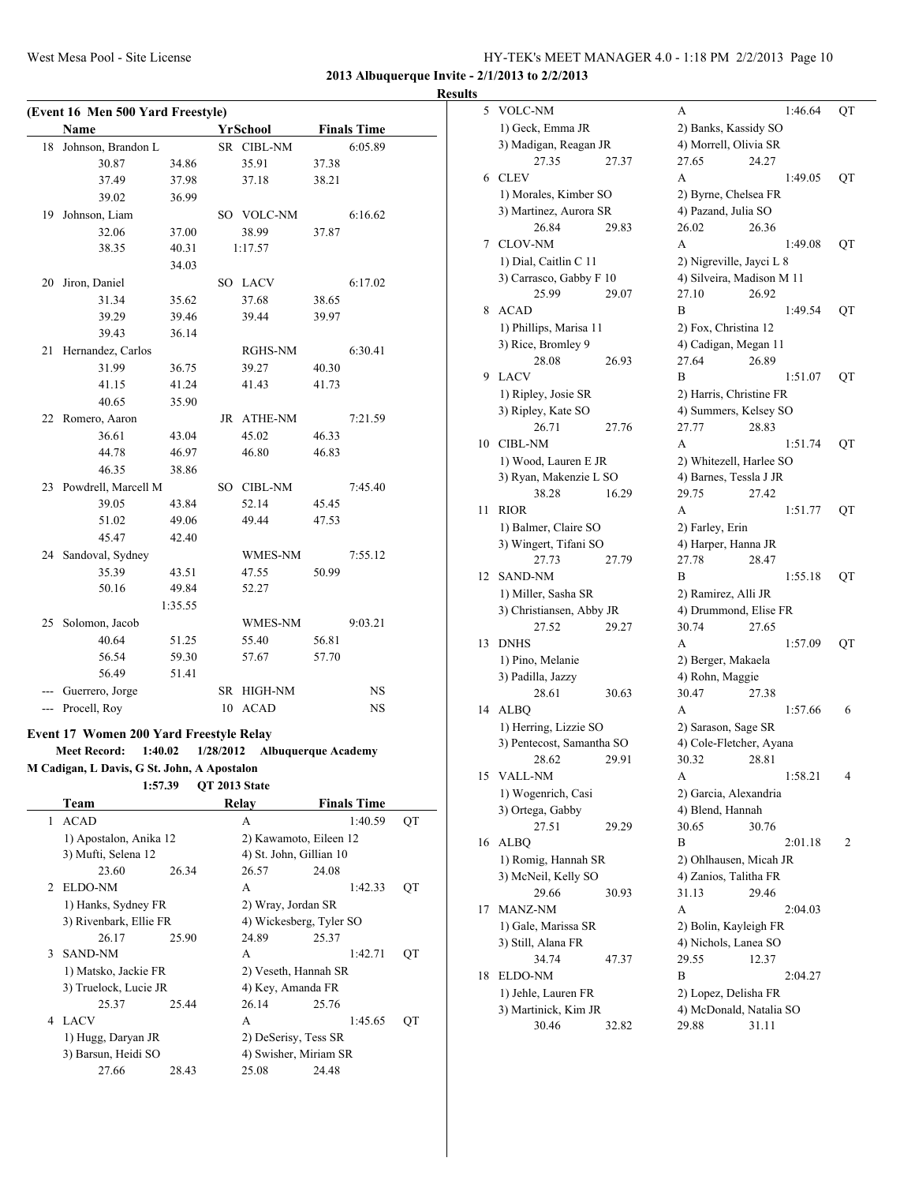2013 Albuquerque Invite - 2/1/2013 to 2/2/2013

Results

## (Event 16 Men 500 Yard Freestyle)

| | Name | YrSchool | | Finals Time |
|---|---|---|---|---|
| 18 | Johnson, Brandon L | SR | CIBL-NM | 6:05.89 |
| | 30.87 34.86 35.91 37.38 | | | |
| | 37.49 37.98 37.18 38.21 | | | |
| | 39.02 36.99 | | | |
| 19 | Johnson, Liam | SO | VOLC-NM | 6:16.62 |
| | 32.06 37.00 38.99 37.87 | | | |
| | 38.35 40.31 1:17.57 | | | |
| | 34.03 | | | |
| 20 | Jiron, Daniel | SO | LACV | 6:17.02 |
| | 31.34 35.62 37.68 38.65 | | | |
| | 39.29 39.46 39.44 39.97 | | | |
| | 39.43 36.14 | | | |
| 21 | Hernandez, Carlos | | RGHS-NM | 6:30.41 |
| | 31.99 36.75 39.27 40.30 | | | |
| | 41.15 41.24 41.43 41.73 | | | |
| | 40.65 35.90 | | | |
| 22 | Romero, Aaron | JR | ATHE-NM | 7:21.59 |
| | 36.61 43.04 45.02 46.33 | | | |
| | 44.78 46.97 46.80 46.83 | | | |
| | 46.35 38.86 | | | |
| 23 | Powdrell, Marcell M | SO | CIBL-NM | 7:45.40 |
| | 39.05 43.84 52.14 45.45 | | | |
| | 51.02 49.06 49.44 47.53 | | | |
| | 45.47 42.40 | | | |
| 24 | Sandoval, Sydney | | WMES-NM | 7:55.12 |
| | 35.39 43.51 47.55 50.99 | | | |
| | 50.16 49.84 52.27 | | | |
| | 1:35.55 | | | |
| 25 | Solomon, Jacob | | WMES-NM | 9:03.21 |
| | 40.64 51.25 55.40 56.81 | | | |
| | 56.54 59.30 57.67 57.70 | | | |
| | 56.49 51.41 | | | |
| --- | Guerrero, Jorge | SR | HIGH-NM | NS |
| --- | Procell, Roy | 10 | ACAD | NS |

## Event 17 Women 200 Yard Freestyle Relay

**Meet Record: 1:40.02 1/28/2012 Albuquerque Academy**

**M Cadigan, L Davis, G St. John, A Apostalon**

**1:57.39 QT 2013 State**

| | Team | Relay | Finals Time | |
|---|---|---|---|---|
| 1 | ACAD | A | 1:40.59 | QT |
| | 1) Apostalon, Anika 12; 2) Kawamoto, Eileen 12; 3) Mufti, Selena 12; 4) St. John, Gillian 10 | | | |
| | 23.60 26.34 26.57 24.08 | | | |
| 2 | ELDO-NM | A | 1:42.33 | QT |
| | 1) Hanks, Sydney FR; 2) Wray, Jordan SR; 3) Rivenbark, Ellie FR; 4) Wickesberg, Tyler SO | | | |
| | 26.17 25.90 24.89 25.37 | | | |
| 3 | SAND-NM | A | 1:42.71 | QT |
| | 1) Matsko, Jackie FR; 2) Veseth, Hannah SR; 3) Truelock, Lucie JR; 4) Key, Amanda FR | | | |
| | 25.37 25.44 26.14 25.76 | | | |
| 4 | LACV | A | 1:45.65 | QT |
| | 1) Hugg, Daryan JR; 2) DeSerisy, Tess SR; 3) Barsun, Heidi SO; 4) Swisher, Miriam SR | | | |
| | 27.66 28.43 25.08 24.48 | | | |
| 5 | VOLC-NM | A | 1:46.64 | QT |
| | 1) Geck, Emma JR; 2) Banks, Kassidy SO; 3) Madigan, Reagan JR; 4) Morrell, Olivia SR | | | |
| | 27.35 27.37 27.65 24.27 | | | |
| 6 | CLEV | A | 1:49.05 | QT |
| | 1) Morales, Kimber SO; 2) Byrne, Chelsea FR; 3) Martinez, Aurora SR; 4) Pazand, Julia SO | | | |
| | 26.84 29.83 26.02 26.36 | | | |
| 7 | CLOV-NM | A | 1:49.08 | QT |
| | 1) Dial, Caitlin C 11; 2) Nigreville, Jayci L 8; 3) Carrasco, Gabby F 10; 4) Silveira, Madison M 11 | | | |
| | 25.99 29.07 27.10 26.92 | | | |
| 8 | ACAD | B | 1:49.54 | QT |
| | 1) Phillips, Marisa 11; 2) Fox, Christina 12; 3) Rice, Bromley 9; 4) Cadigan, Megan 11 | | | |
| | 28.08 26.93 27.64 26.89 | | | |
| 9 | LACV | B | 1:51.07 | QT |
| | 1) Ripley, Josie SR; 2) Harris, Christine FR; 3) Ripley, Kate SO; 4) Summers, Kelsey SO | | | |
| | 26.71 27.76 27.77 28.83 | | | |
| 10 | CIBL-NM | A | 1:51.74 | QT |
| | 1) Wood, Lauren E JR; 2) Whitezell, Harlee SO; 3) Ryan, Makenzie L SO; 4) Barnes, Tessla J JR | | | |
| | 38.28 16.29 29.75 27.42 | | | |
| 11 | RIOR | A | 1:51.77 | QT |
| | 1) Balmer, Claire SO; 2) Farley, Erin; 3) Wingert, Tifani SO; 4) Harper, Hanna JR | | | |
| | 27.73 27.79 27.78 28.47 | | | |
| 12 | SAND-NM | B | 1:55.18 | QT |
| | 1) Miller, Sasha SR; 2) Ramirez, Alli JR; 3) Christiansen, Abby JR; 4) Drummond, Elise FR | | | |
| | 27.52 29.27 30.74 27.65 | | | |
| 13 | DNHS | A | 1:57.09 | QT |
| | 1) Pino, Melanie; 2) Berger, Makaela; 3) Padilla, Jazzy; 4) Rohn, Maggie | | | |
| | 28.61 30.63 30.47 27.38 | | | |
| 14 | ALBQ | A | 1:57.66 | 6 |
| | 1) Herring, Lizzie SO; 2) Sarason, Sage SR; 3) Pentecost, Samantha SO; 4) Cole-Fletcher, Ayana | | | |
| | 28.62 29.91 30.32 28.81 | | | |
| 15 | VALL-NM | A | 1:58.21 | 4 |
| | 1) Wogenrich, Casi; 2) Garcia, Alexandria; 3) Ortega, Gabby; 4) Blend, Hannah | | | |
| | 27.51 29.29 30.65 30.76 | | | |
| 16 | ALBQ | B | 2:01.18 | 2 |
| | 1) Romig, Hannah SR; 2) Ohlhausen, Micah JR; 3) McNeil, Kelly SO; 4) Zanios, Talitha FR | | | |
| | 29.66 30.93 31.13 29.46 | | | |
| 17 | MANZ-NM | A | 2:04.03 | |
| | 1) Gale, Marissa SR; 2) Bolin, Kayleigh FR; 3) Still, Alana FR; 4) Nichols, Lanea SO | | | |
| | 34.74 47.37 29.55 12.37 | | | |
| 18 | ELDO-NM | B | 2:04.27 | |
| | 1) Jehle, Lauren FR; 2) Lopez, Delisha FR; 3) Martinick, Kim JR; 4) McDonald, Natalia SO | | | |
| | 30.46 32.82 29.88 31.11 | | | |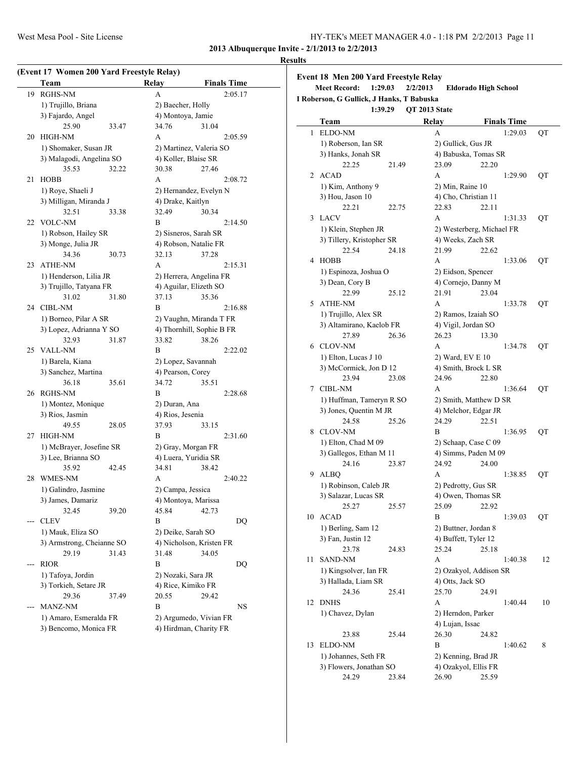## 2013 Albuquerque Invite - 2/1/2013 to 2/2/2013

### Results

#### (Event 17 Women 200 Yard Freestyle Relay)

| | Team | Relay | Finals Time |
|---|---|---|---|
| 19 | RGHS-NM | A | 2:05.17 |
| | 1) Trujillo, Briana | 2) Baecher, Holly | |
| | 3) Fajardo, Angel | 4) Montoya, Jamie | |
| | 25.90 33.47 | 34.76 31.04 | |
| 20 | HIGH-NM | A | 2:05.59 |
| | 1) Shomaker, Susan JR | 2) Martinez, Valeria SO | |
| | 3) Malagodi, Angelina SO | 4) Koller, Blaise SR | |
| | 35.53 32.22 | 30.38 27.46 | |
| 21 | HOBB | A | 2:08.72 |
| | 1) Roye, Shaeli J | 2) Hernandez, Evelyn N | |
| | 3) Milligan, Miranda J | 4) Drake, Kaitlyn | |
| | 32.51 33.38 | 32.49 30.34 | |
| 22 | VOLC-NM | B | 2:14.50 |
| | 1) Robson, Hailey SR | 2) Sisneros, Sarah SR | |
| | 3) Monge, Julia JR | 4) Robson, Natalie FR | |
| | 34.36 30.73 | 32.13 37.28 | |
| 23 | ATHE-NM | A | 2:15.31 |
| | 1) Henderson, Lilia JR | 2) Herrera, Angelina FR | |
| | 3) Trujillo, Tatyana FR | 4) Aguilar, Elizeth SO | |
| | 31.02 31.80 | 37.13 35.36 | |
| 24 | CIBL-NM | B | 2:16.88 |
| | 1) Borneo, Pilar A SR | 2) Vaughn, Miranda T FR | |
| | 3) Lopez, Adrianna Y SO | 4) Thornhill, Sophie B FR | |
| | 32.93 31.87 | 33.82 38.26 | |
| 25 | VALL-NM | B | 2:22.02 |
| | 1) Barela, Kiana | 2) Lopez, Savannah | |
| | 3) Sanchez, Martina | 4) Pearson, Corey | |
| | 36.18 35.61 | 34.72 35.51 | |
| 26 | RGHS-NM | B | 2:28.68 |
| | 1) Montez, Monique | 2) Duran, Ana | |
| | 3) Rios, Jasmin | 4) Rios, Jesenia | |
| | 49.55 28.05 | 37.93 33.15 | |
| 27 | HIGH-NM | B | 2:31.60 |
| | 1) McBrayer, Josefine SR | 2) Gray, Morgan FR | |
| | 3) Lee, Brianna SO | 4) Luera, Yuridia SR | |
| | 35.92 42.45 | 34.81 38.42 | |
| 28 | WMES-NM | A | 2:40.22 |
| | 1) Galindro, Jasmine | 2) Campa, Jessica | |
| | 3) James, Damariz | 4) Montoya, Marissa | |
| | 32.45 39.20 | 45.84 42.73 | |
| --- | CLEV | B | DQ |
| | 1) Mauk, Eliza SO | 2) Deike, Sarah SO | |
| | 3) Armstrong, Cheianne SO | 4) Nicholson, Kristen FR | |
| | 29.19 31.43 | 31.48 34.05 | |
| --- | RIOR | B | DQ |
| | 1) Tafoya, Jordin | 2) Nozaki, Sara JR | |
| | 3) Torkieh, Setare JR | 4) Rice, Kimiko FR | |
| | 29.36 37.49 | 20.55 29.42 | |
| --- | MANZ-NM | B | NS |
| | 1) Amaro, Esmeralda FR | 2) Argumedo, Vivian FR | |
| | 3) Bencomo, Monica FR | 4) Hirdman, Charity FR | |

#### Event 18 Men 200 Yard Freestyle Relay

**Meet Record: 1:29.03 2/2/2013 Eldorado High School**
**I Roberson, G Gullick, J Hanks, T Babuska**
**1:39.29 QT 2013 State**

| | Team | Relay | Finals Time | |
|---|---|---|---|---|
| 1 | ELDO-NM | A | 1:29.03 | QT |
| | 1) Roberson, Ian SR | 2) Gullick, Gus JR | | |
| | 3) Hanks, Jonah SR | 4) Babuska, Tomas SR | | |
| | 22.25 21.49 | 23.09 22.20 | | |
| 2 | ACAD | A | 1:29.90 | QT |
| | 1) Kim, Anthony 9 | 2) Min, Raine 10 | | |
| | 3) Hou, Jason 10 | 4) Cho, Christian 11 | | |
| | 22.21 22.75 | 22.83 22.11 | | |
| 3 | LACV | A | 1:31.33 | QT |
| | 1) Klein, Stephen JR | 2) Westerberg, Michael FR | | |
| | 3) Tillery, Kristopher SR | 4) Weeks, Zach SR | | |
| | 22.54 24.18 | 21.99 22.62 | | |
| 4 | HOBB | A | 1:33.06 | QT |
| | 1) Espinoza, Joshua O | 2) Eidson, Spencer | | |
| | 3) Dean, Cory B | 4) Cornejo, Danny M | | |
| | 22.99 25.12 | 21.91 23.04 | | |
| 5 | ATHE-NM | A | 1:33.78 | QT |
| | 1) Trujillo, Alex SR | 2) Ramos, Izaiah SO | | |
| | 3) Altamirano, Kaelob FR | 4) Vigil, Jordan SO | | |
| | 27.89 26.36 | 26.23 13.30 | | |
| 6 | CLOV-NM | A | 1:34.78 | QT |
| | 1) Elton, Lucas J 10 | 2) Ward, EV E 10 | | |
| | 3) McCormick, Jon D 12 | 4) Smith, Brock L SR | | |
| | 23.94 23.08 | 24.96 22.80 | | |
| 7 | CIBL-NM | A | 1:36.64 | QT |
| | 1) Huffman, Tameryn R SO | 2) Smith, Matthew D SR | | |
| | 3) Jones, Quentin M JR | 4) Melchor, Edgar JR | | |
| | 24.58 25.26 | 24.29 22.51 | | |
| 8 | CLOV-NM | B | 1:36.95 | QT |
| | 1) Elton, Chad M 09 | 2) Schaap, Case C 09 | | |
| | 3) Gallegos, Ethan M 11 | 4) Simms, Paden M 09 | | |
| | 24.16 23.87 | 24.92 24.00 | | |
| 9 | ALBQ | A | 1:38.85 | QT |
| | 1) Robinson, Caleb JR | 2) Pedrotty, Gus SR | | |
| | 3) Salazar, Lucas SR | 4) Owen, Thomas SR | | |
| | 25.27 25.57 | 25.09 22.92 | | |
| 10 | ACAD | B | 1:39.03 | QT |
| | 1) Berling, Sam 12 | 2) Buttner, Jordan 8 | | |
| | 3) Fan, Justin 12 | 4) Buffett, Tyler 12 | | |
| | 23.78 24.83 | 25.24 25.18 | | |
| 11 | SAND-NM | A | 1:40.38 | 12 |
| | 1) Kingsolver, Ian FR | 2) Ozakyol, Addison SR | | |
| | 3) Hallada, Liam SR | 4) Otts, Jack SO | | |
| | 24.36 25.41 | 25.70 24.91 | | |
| 12 | DNHS | A | 1:40.44 | 10 |
| | 1) Chavez, Dylan | 2) Herndon, Parker | | |
| | | 4) Lujan, Issac | | |
| | 23.88 25.44 | 26.30 24.82 | | |
| 13 | ELDO-NM | B | 1:40.62 | 8 |
| | 1) Johannes, Seth FR | 2) Kenning, Brad JR | | |
| | 3) Flowers, Jonathan SO | 4) Ozakyol, Ellis FR | | |
| | 24.29 23.84 | 26.90 25.59 | | |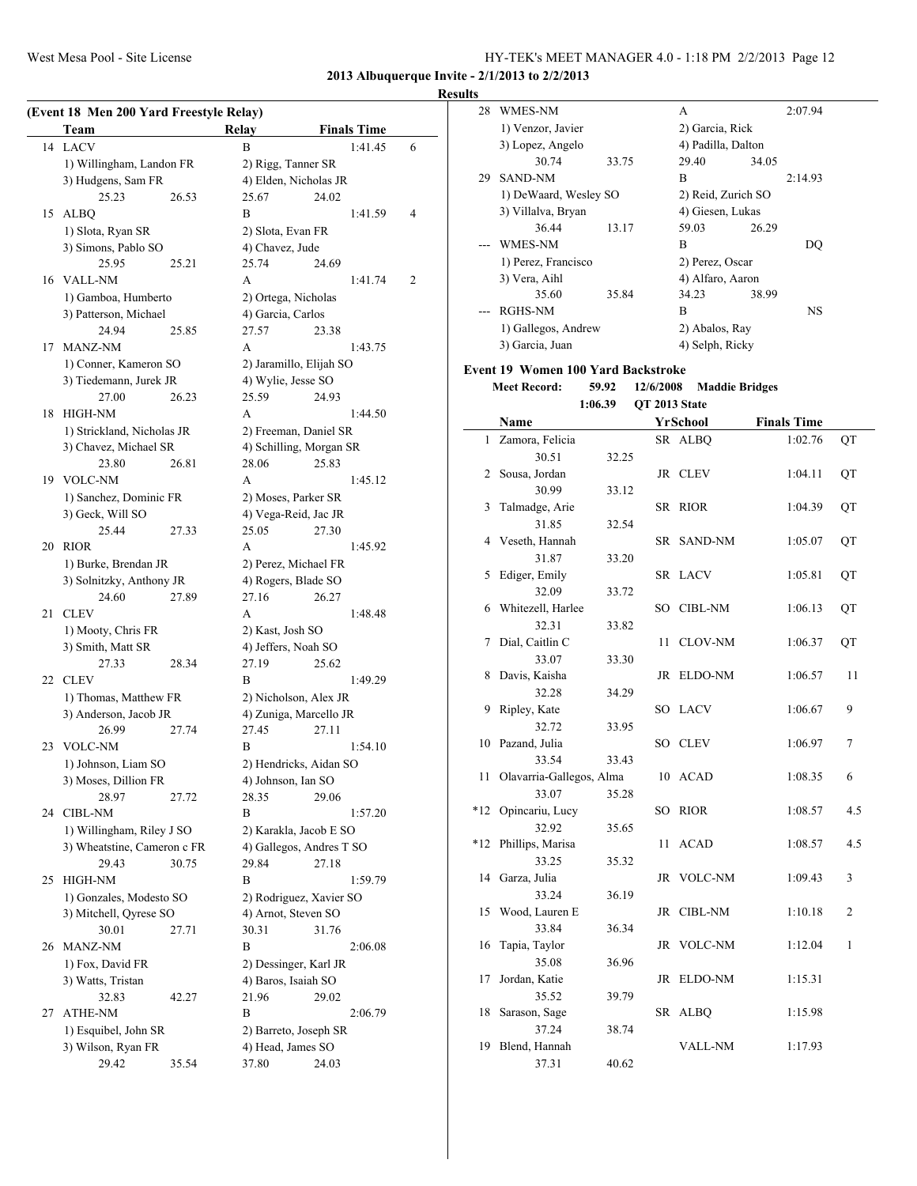**2013 Albuquerque Invite - 2/1/2013 to 2/2/2013**

**Results**

### (Event 18 Men 200 Yard Freestyle Relay)

| | Team | Relay | Finals Time | |
|---|---|---|---|---|
| 14 | LACV | B | 1:41.45 | 6 |
| | 1) Willingham, Landon FR | 2) Rigg, Tanner SR | | |
| | 3) Hudgens, Sam FR | 4) Elden, Nicholas JR | | |
| | 25.23 26.53 | 25.67 24.02 | | |
| 15 | ALBQ | B | 1:41.59 | 4 |
| | 1) Slota, Ryan SR | 2) Slota, Evan FR | | |
| | 3) Simons, Pablo SO | 4) Chavez, Jude | | |
| | 25.95 25.21 | 25.74 24.69 | | |
| 16 | VALL-NM | A | 1:41.74 | 2 |
| | 1) Gamboa, Humberto | 2) Ortega, Nicholas | | |
| | 3) Patterson, Michael | 4) Garcia, Carlos | | |
| | 24.94 25.85 | 27.57 23.38 | | |
| 17 | MANZ-NM | A | 1:43.75 | |
| | 1) Conner, Kameron SO | 2) Jaramillo, Elijah SO | | |
| | 3) Tiedemann, Jurek JR | 4) Wylie, Jesse SO | | |
| | 27.00 26.23 | 25.59 24.93 | | |
| 18 | HIGH-NM | A | 1:44.50 | |
| | 1) Strickland, Nicholas JR | 2) Freeman, Daniel SR | | |
| | 3) Chavez, Michael SR | 4) Schilling, Morgan SR | | |
| | 23.80 26.81 | 28.06 25.83 | | |
| 19 | VOLC-NM | A | 1:45.12 | |
| | 1) Sanchez, Dominic FR | 2) Moses, Parker SR | | |
| | 3) Geck, Will SO | 4) Vega-Reid, Jac JR | | |
| | 25.44 27.33 | 25.05 27.30 | | |
| 20 | RIOR | A | 1:45.92 | |
| | 1) Burke, Brendan JR | 2) Perez, Michael FR | | |
| | 3) Solnitzky, Anthony JR | 4) Rogers, Blade SO | | |
| | 24.60 27.89 | 27.16 26.27 | | |
| 21 | CLEV | A | 1:48.48 | |
| | 1) Mooty, Chris FR | 2) Kast, Josh SO | | |
| | 3) Smith, Matt SR | 4) Jeffers, Noah SO | | |
| | 27.33 28.34 | 27.19 25.62 | | |
| 22 | CLEV | B | 1:49.29 | |
| | 1) Thomas, Matthew FR | 2) Nicholson, Alex JR | | |
| | 3) Anderson, Jacob JR | 4) Zuniga, Marcello JR | | |
| | 26.99 27.74 | 27.45 27.11 | | |
| 23 | VOLC-NM | B | 1:54.10 | |
| | 1) Johnson, Liam SO | 2) Hendricks, Aidan SO | | |
| | 3) Moses, Dillion FR | 4) Johnson, Ian SO | | |
| | 28.97 27.72 | 28.35 29.06 | | |
| 24 | CIBL-NM | B | 1:57.20 | |
| | 1) Willingham, Riley J SO | 2) Karakla, Jacob E SO | | |
| | 3) Wheatstine, Cameron c FR | 4) Gallegos, Andres T SO | | |
| | 29.43 30.75 | 29.84 27.18 | | |
| 25 | HIGH-NM | B | 1:59.79 | |
| | 1) Gonzales, Modesto SO | 2) Rodriguez, Xavier SO | | |
| | 3) Mitchell, Qyrese SO | 4) Arnot, Steven SO | | |
| | 30.01 27.71 | 30.31 31.76 | | |
| 26 | MANZ-NM | B | 2:06.08 | |
| | 1) Fox, David FR | 2) Dessinger, Karl JR | | |
| | 3) Watts, Tristan | 4) Baros, Isaiah SO | | |
| | 32.83 42.27 | 21.96 29.02 | | |
| 27 | ATHE-NM | B | 2:06.79 | |
| | 1) Esquibel, John SR | 2) Barreto, Joseph SR | | |
| | 3) Wilson, Ryan FR | 4) Head, James SO | | |
| | 29.42 35.54 | 37.80 24.03 | | |
| 28 | WMES-NM | A | 2:07.94 | |
| | 1) Venzor, Javier | 2) Garcia, Rick | | |
| | 3) Lopez, Angelo | 4) Padilla, Dalton | | |
| | 30.74 33.75 | 29.40 34.05 | | |
| 29 | SAND-NM | B | 2:14.93 | |
| | 1) DeWaard, Wesley SO | 2) Reid, Zurich SO | | |
| | 3) Villalva, Bryan | 4) Giesen, Lukas | | |
| | 36.44 13.17 | 59.03 26.29 | | |
| --- | WMES-NM | B | DQ | |
| | 1) Perez, Francisco | 2) Perez, Oscar | | |
| | 3) Vera, Aihl | 4) Alfaro, Aaron | | |
| | 35.60 35.84 | 34.23 38.99 | | |
| --- | RGHS-NM | B | NS | |
| | 1) Gallegos, Andrew | 2) Abalos, Ray | | |
| | 3) Garcia, Juan | 4) Selph, Ricky | | |

### Event 19 Women 100 Yard Backstroke

**Meet Record:** 59.92 12/6/2008 Maddie Bridges
1:06.39 QT 2013 State

| | Name | Yr | School | Finals Time | |
|---|---|---|---|---|---|
| 1 | Zamora, Felicia | SR | ALBQ | 1:02.76 | QT |
| | 30.51 32.25 | | | | |
| 2 | Sousa, Jordan | JR | CLEV | 1:04.11 | QT |
| | 30.99 33.12 | | | | |
| 3 | Talmadge, Arie | SR | RIOR | 1:04.39 | QT |
| | 31.85 32.54 | | | | |
| 4 | Veseth, Hannah | SR | SAND-NM | 1:05.07 | QT |
| | 31.87 33.20 | | | | |
| 5 | Ediger, Emily | SR | LACV | 1:05.81 | QT |
| | 32.09 33.72 | | | | |
| 6 | Whitezell, Harlee | SO | CIBL-NM | 1:06.13 | QT |
| | 32.31 33.82 | | | | |
| 7 | Dial, Caitlin C | 11 | CLOV-NM | 1:06.37 | QT |
| | 33.07 33.30 | | | | |
| 8 | Davis, Kaisha | JR | ELDO-NM | 1:06.57 | 11 |
| | 32.28 34.29 | | | | |
| 9 | Ripley, Kate | SO | LACV | 1:06.67 | 9 |
| | 32.72 33.95 | | | | |
| 10 | Pazand, Julia | SO | CLEV | 1:06.97 | 7 |
| | 33.54 33.43 | | | | |
| 11 | Olavarria-Gallegos, Alma | 10 | ACAD | 1:08.35 | 6 |
| | 33.07 35.28 | | | | |
| *12 | Opincariu, Lucy | SO | RIOR | 1:08.57 | 4.5 |
| | 32.92 35.65 | | | | |
| *12 | Phillips, Marisa | 11 | ACAD | 1:08.57 | 4.5 |
| | 33.25 35.32 | | | | |
| 14 | Garza, Julia | JR | VOLC-NM | 1:09.43 | 3 |
| | 33.24 36.19 | | | | |
| 15 | Wood, Lauren E | JR | CIBL-NM | 1:10.18 | 2 |
| | 33.84 36.34 | | | | |
| 16 | Tapia, Taylor | JR | VOLC-NM | 1:12.04 | 1 |
| | 35.08 36.96 | | | | |
| 17 | Jordan, Katie | JR | ELDO-NM | 1:15.31 | |
| | 35.52 39.79 | | | | |
| 18 | Sarason, Sage | SR | ALBQ | 1:15.98 | |
| | 37.24 38.74 | | | | |
| 19 | Blend, Hannah | | VALL-NM | 1:17.93 | |
| | 37.31 40.62 | | | | |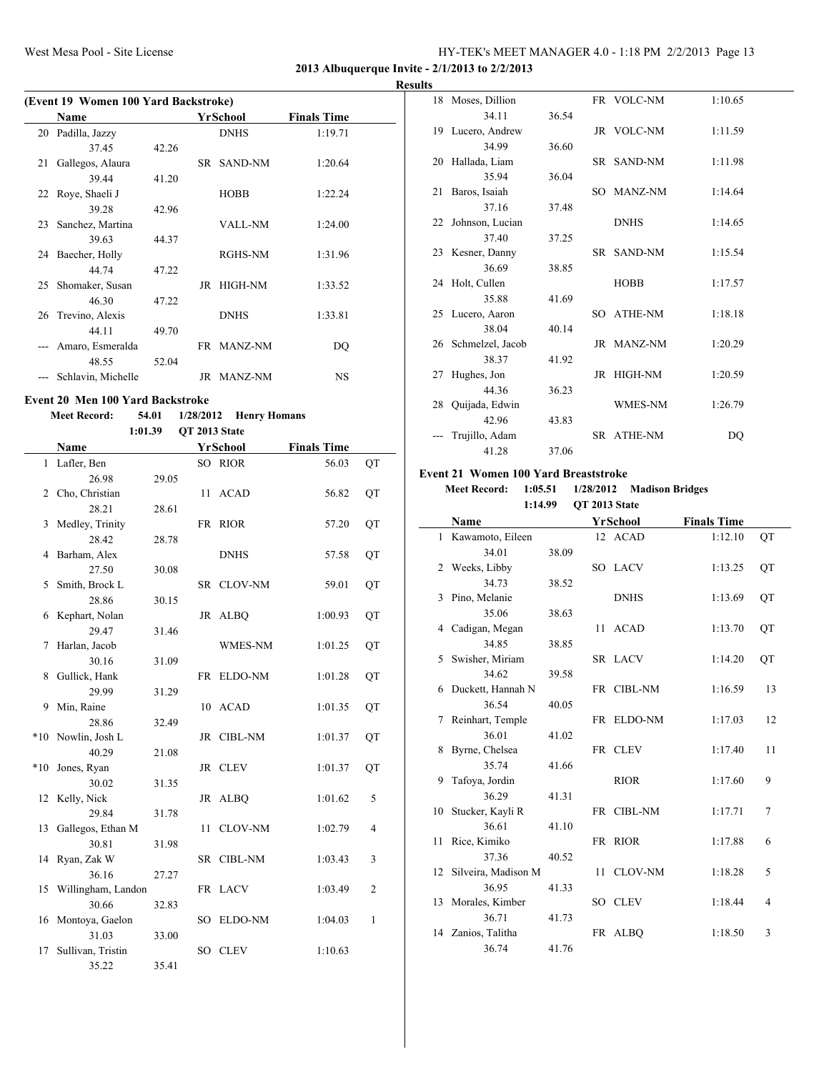2013 Albuquerque Invite - 2/1/2013 to 2/2/2013

Results

### (Event 19 Women 100 Yard Backstroke)

| | Name | | Yr | School | Finals Time | |
|---|---|---|---|---|---|---|
| 20 | Padilla, Jazzy | | | DNHS | 1:19.71 | |
| | 37.45 | 42.26 | | | | |
| 21 | Gallegos, Alaura | | SR | SAND-NM | 1:20.64 | |
| | 39.44 | 41.20 | | | | |
| 22 | Roye, Shaeli J | | | HOBB | 1:22.24 | |
| | 39.28 | 42.96 | | | | |
| 23 | Sanchez, Martina | | | VALL-NM | 1:24.00 | |
| | 39.63 | 44.37 | | | | |
| 24 | Baecher, Holly | | | RGHS-NM | 1:31.96 | |
| | 44.74 | 47.22 | | | | |
| 25 | Shomaker, Susan | | JR | HIGH-NM | 1:33.52 | |
| | 46.30 | 47.22 | | | | |
| 26 | Trevino, Alexis | | | DNHS | 1:33.81 | |
| | 44.11 | 49.70 | | | | |
| --- | Amaro, Esmeralda | | FR | MANZ-NM | DQ | |
| | 48.55 | 52.04 | | | | |
| --- | Schlavin, Michelle | | JR | MANZ-NM | NS | |

### Event 20 Men 100 Yard Backstroke

**Meet Record:** 54.01 1/28/2012 Henry Homans
1:01.39 QT 2013 State

| | Name | | Yr | School | Finals Time | |
|---|---|---|---|---|---|---|
| 1 | Lafler, Ben | | SO | RIOR | 56.03 | QT |
| | 26.98 | 29.05 | | | | |
| 2 | Cho, Christian | | 11 | ACAD | 56.82 | QT |
| | 28.21 | 28.61 | | | | |
| 3 | Medley, Trinity | | FR | RIOR | 57.20 | QT |
| | 28.42 | 28.78 | | | | |
| 4 | Barham, Alex | | | DNHS | 57.58 | QT |
| | 27.50 | 30.08 | | | | |
| 5 | Smith, Brock L | | SR | CLOV-NM | 59.01 | QT |
| | 28.86 | 30.15 | | | | |
| 6 | Kephart, Nolan | | JR | ALBQ | 1:00.93 | QT |
| | 29.47 | 31.46 | | | | |
| 7 | Harlan, Jacob | | | WMES-NM | 1:01.25 | QT |
| | 30.16 | 31.09 | | | | |
| 8 | Gullick, Hank | | FR | ELDO-NM | 1:01.28 | QT |
| | 29.99 | 31.29 | | | | |
| 9 | Min, Raine | | 10 | ACAD | 1:01.35 | QT |
| | 28.86 | 32.49 | | | | |
| *10 | Nowlin, Josh L | | JR | CIBL-NM | 1:01.37 | QT |
| | 40.29 | 21.08 | | | | |
| *10 | Jones, Ryan | | JR | CLEV | 1:01.37 | QT |
| | 30.02 | 31.35 | | | | |
| 12 | Kelly, Nick | | JR | ALBQ | 1:01.62 | 5 |
| | 29.84 | 31.78 | | | | |
| 13 | Gallegos, Ethan M | | 11 | CLOV-NM | 1:02.79 | 4 |
| | 30.81 | 31.98 | | | | |
| 14 | Ryan, Zak W | | SR | CIBL-NM | 1:03.43 | 3 |
| | 36.16 | 27.27 | | | | |
| 15 | Willingham, Landon | | FR | LACV | 1:03.49 | 2 |
| | 30.66 | 32.83 | | | | |
| 16 | Montoya, Gaelon | | SO | ELDO-NM | 1:04.03 | 1 |
| | 31.03 | 33.00 | | | | |
| 17 | Sullivan, Tristin | | SO | CLEV | 1:10.63 | |
| | 35.22 | 35.41 | | | | |
| 18 | Moses, Dillion | | FR | VOLC-NM | 1:10.65 | |
| | 34.11 | 36.54 | | | | |
| 19 | Lucero, Andrew | | JR | VOLC-NM | 1:11.59 | |
| | 34.99 | 36.60 | | | | |
| 20 | Hallada, Liam | | SR | SAND-NM | 1:11.98 | |
| | 35.94 | 36.04 | | | | |
| 21 | Baros, Isaiah | | SO | MANZ-NM | 1:14.64 | |
| | 37.16 | 37.48 | | | | |
| 22 | Johnson, Lucian | | | DNHS | 1:14.65 | |
| | 37.40 | 37.25 | | | | |
| 23 | Kesner, Danny | | SR | SAND-NM | 1:15.54 | |
| | 36.69 | 38.85 | | | | |
| 24 | Holt, Cullen | | | HOBB | 1:17.57 | |
| | 35.88 | 41.69 | | | | |
| 25 | Lucero, Aaron | | SO | ATHE-NM | 1:18.18 | |
| | 38.04 | 40.14 | | | | |
| 26 | Schmelzel, Jacob | | JR | MANZ-NM | 1:20.29 | |
| | 38.37 | 41.92 | | | | |
| 27 | Hughes, Jon | | JR | HIGH-NM | 1:20.59 | |
| | 44.36 | 36.23 | | | | |
| 28 | Quijada, Edwin | | | WMES-NM | 1:26.79 | |
| | 42.96 | 43.83 | | | | |
| --- | Trujillo, Adam | | SR | ATHE-NM | DQ | |
| | 41.28 | 37.06 | | | | |

### Event 21 Women 100 Yard Breaststroke

**Meet Record:** 1:05.51 1/28/2012 Madison Bridges
1:14.99 QT 2013 State

| | Name | | Yr | School | Finals Time | |
|---|---|---|---|---|---|---|
| 1 | Kawamoto, Eileen | | 12 | ACAD | 1:12.10 | QT |
| | 34.01 | 38.09 | | | | |
| 2 | Weeks, Libby | | SO | LACV | 1:13.25 | QT |
| | 34.73 | 38.52 | | | | |
| 3 | Pino, Melanie | | | DNHS | 1:13.69 | QT |
| | 35.06 | 38.63 | | | | |
| 4 | Cadigan, Megan | | 11 | ACAD | 1:13.70 | QT |
| | 34.85 | 38.85 | | | | |
| 5 | Swisher, Miriam | | SR | LACV | 1:14.20 | QT |
| | 34.62 | 39.58 | | | | |
| 6 | Duckett, Hannah N | | FR | CIBL-NM | 1:16.59 | 13 |
| | 36.54 | 40.05 | | | | |
| 7 | Reinhart, Temple | | FR | ELDO-NM | 1:17.03 | 12 |
| | 36.01 | 41.02 | | | | |
| 8 | Byrne, Chelsea | | FR | CLEV | 1:17.40 | 11 |
| | 35.74 | 41.66 | | | | |
| 9 | Tafoya, Jordin | | | RIOR | 1:17.60 | 9 |
| | 36.29 | 41.31 | | | | |
| 10 | Stucker, Kayli R | | FR | CIBL-NM | 1:17.71 | 7 |
| | 36.61 | 41.10 | | | | |
| 11 | Rice, Kimiko | | FR | RIOR | 1:17.88 | 6 |
| | 37.36 | 40.52 | | | | |
| 12 | Silveira, Madison M | | 11 | CLOV-NM | 1:18.28 | 5 |
| | 36.95 | 41.33 | | | | |
| 13 | Morales, Kimber | | SO | CLEV | 1:18.44 | 4 |
| | 36.71 | 41.73 | | | | |
| 14 | Zanios, Talitha | | FR | ALBQ | 1:18.50 | 3 |
| | 36.74 | 41.76 | | | | |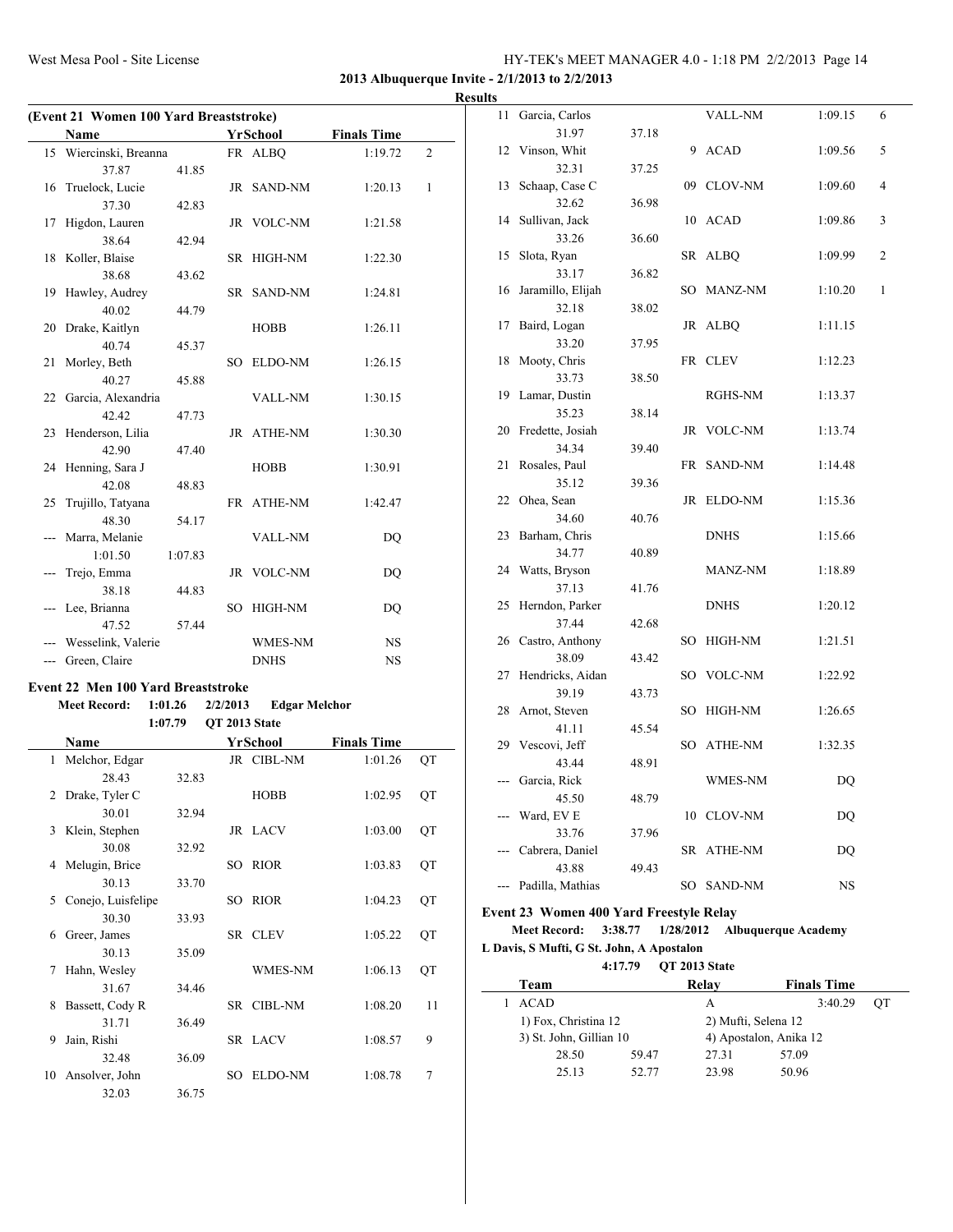**2013 Albuquerque Invite - 2/1/2013 to 2/2/2013**

**Results**

**(Event 21 Women 100 Yard Breaststroke)**

| | Name | Yr | School | Finals Time | |
|---|---|---|---|---|---|
| 15 | Wiercinski, Breanna | FR | ALBQ | 1:19.72 | 2 |
| | 37.87 41.85 | | | | |
| 16 | Truelock, Lucie | JR | SAND-NM | 1:20.13 | 1 |
| | 37.30 42.83 | | | | |
| 17 | Higdon, Lauren | JR | VOLC-NM | 1:21.58 | |
| | 38.64 42.94 | | | | |
| 18 | Koller, Blaise | SR | HIGH-NM | 1:22.30 | |
| | 38.68 43.62 | | | | |
| 19 | Hawley, Audrey | SR | SAND-NM | 1:24.81 | |
| | 40.02 44.79 | | | | |
| 20 | Drake, Kaitlyn | | HOBB | 1:26.11 | |
| | 40.74 45.37 | | | | |
| 21 | Morley, Beth | SO | ELDO-NM | 1:26.15 | |
| | 40.27 45.88 | | | | |
| 22 | Garcia, Alexandria | | VALL-NM | 1:30.15 | |
| | 42.42 47.73 | | | | |
| 23 | Henderson, Lilia | JR | ATHE-NM | 1:30.30 | |
| | 42.90 47.40 | | | | |
| 24 | Henning, Sara J | | HOBB | 1:30.91 | |
| | 42.08 48.83 | | | | |
| 25 | Trujillo, Tatyana | FR | ATHE-NM | 1:42.47 | |
| | 48.30 54.17 | | | | |
| --- | Marra, Melanie | | VALL-NM | DQ | |
| | 1:01.50 1:07.83 | | | | |
| --- | Trejo, Emma | JR | VOLC-NM | DQ | |
| | 38.18 44.83 | | | | |
| --- | Lee, Brianna | SO | HIGH-NM | DQ | |
| | 47.52 57.44 | | | | |
| --- | Wesselink, Valerie | | WMES-NM | NS | |
| --- | Green, Claire | | DNHS | NS | |

**Event 22 Men 100 Yard Breaststroke**

**Meet Record: 1:01.26 2/2/2013 Edgar Melchor**

**1:07.79 QT 2013 State**

| | Name | Yr | School | Finals Time | |
|---|---|---|---|---|---|
| 1 | Melchor, Edgar | JR | CIBL-NM | 1:01.26 | QT |
| | 28.43 32.83 | | | | |
| 2 | Drake, Tyler C | | HOBB | 1:02.95 | QT |
| | 30.01 32.94 | | | | |
| 3 | Klein, Stephen | JR | LACV | 1:03.00 | QT |
| | 30.08 32.92 | | | | |
| 4 | Melugin, Brice | SO | RIOR | 1:03.83 | QT |
| | 30.13 33.70 | | | | |
| 5 | Conejo, Luisfelipe | SO | RIOR | 1:04.23 | QT |
| | 30.30 33.93 | | | | |
| 6 | Greer, James | SR | CLEV | 1:05.22 | QT |
| | 30.13 35.09 | | | | |
| 7 | Hahn, Wesley | | WMES-NM | 1:06.13 | QT |
| | 31.67 34.46 | | | | |
| 8 | Bassett, Cody R | SR | CIBL-NM | 1:08.20 | 11 |
| | 31.71 36.49 | | | | |
| 9 | Jain, Rishi | SR | LACV | 1:08.57 | 9 |
| | 32.48 36.09 | | | | |
| 10 | Ansolver, John | SO | ELDO-NM | 1:08.78 | 7 |
| | 32.03 36.75 | | | | |
| 11 | Garcia, Carlos | | VALL-NM | 1:09.15 | 6 |
| | 31.97 37.18 | | | | |
| 12 | Vinson, Whit | 9 | ACAD | 1:09.56 | 5 |
| | 32.31 37.25 | | | | |
| 13 | Schaap, Case C | 09 | CLOV-NM | 1:09.60 | 4 |
| | 32.62 36.98 | | | | |
| 14 | Sullivan, Jack | 10 | ACAD | 1:09.86 | 3 |
| | 33.26 36.60 | | | | |
| 15 | Slota, Ryan | SR | ALBQ | 1:09.99 | 2 |
| | 33.17 36.82 | | | | |
| 16 | Jaramillo, Elijah | SO | MANZ-NM | 1:10.20 | 1 |
| | 32.18 38.02 | | | | |
| 17 | Baird, Logan | JR | ALBQ | 1:11.15 | |
| | 33.20 37.95 | | | | |
| 18 | Mooty, Chris | FR | CLEV | 1:12.23 | |
| | 33.73 38.50 | | | | |
| 19 | Lamar, Dustin | | RGHS-NM | 1:13.37 | |
| | 35.23 38.14 | | | | |
| 20 | Fredette, Josiah | JR | VOLC-NM | 1:13.74 | |
| | 34.34 39.40 | | | | |
| 21 | Rosales, Paul | FR | SAND-NM | 1:14.48 | |
| | 35.12 39.36 | | | | |
| 22 | Ohea, Sean | JR | ELDO-NM | 1:15.36 | |
| | 34.60 40.76 | | | | |
| 23 | Barham, Chris | | DNHS | 1:15.66 | |
| | 34.77 40.89 | | | | |
| 24 | Watts, Bryson | | MANZ-NM | 1:18.89 | |
| | 37.13 41.76 | | | | |
| 25 | Herndon, Parker | | DNHS | 1:20.12 | |
| | 37.44 42.68 | | | | |
| 26 | Castro, Anthony | SO | HIGH-NM | 1:21.51 | |
| | 38.09 43.42 | | | | |
| 27 | Hendricks, Aidan | SO | VOLC-NM | 1:22.92 | |
| | 39.19 43.73 | | | | |
| 28 | Arnot, Steven | SO | HIGH-NM | 1:26.65 | |
| | 41.11 45.54 | | | | |
| 29 | Vescovi, Jeff | SO | ATHE-NM | 1:32.35 | |
| | 43.44 48.91 | | | | |
| --- | Garcia, Rick | | WMES-NM | DQ | |
| | 45.50 48.79 | | | | |
| --- | Ward, EV E | 10 | CLOV-NM | DQ | |
| | 33.76 37.96 | | | | |
| --- | Cabrera, Daniel | SR | ATHE-NM | DQ | |
| | 43.88 49.43 | | | | |
| --- | Padilla, Mathias | SO | SAND-NM | NS | |

**Event 23 Women 400 Yard Freestyle Relay**

**Meet Record: 3:38.77 1/28/2012 Albuquerque Academy**

**L Davis, S Mufti, G St. John, A Apostalon**

**4:17.79 QT 2013 State**

| | Team | Relay | Finals Time | |
|---|---|---|---|---|
| 1 | ACAD | A | 3:40.29 | QT |
| | 1) Fox, Christina 12 | 2) Mufti, Selena 12 | | |
| | 3) St. John, Gillian 10 | 4) Apostalon, Anika 12 | | |
| | 28.50 59.47 | 27.31 57.09 | | |
| | 25.13 52.77 | 23.98 50.96 | | |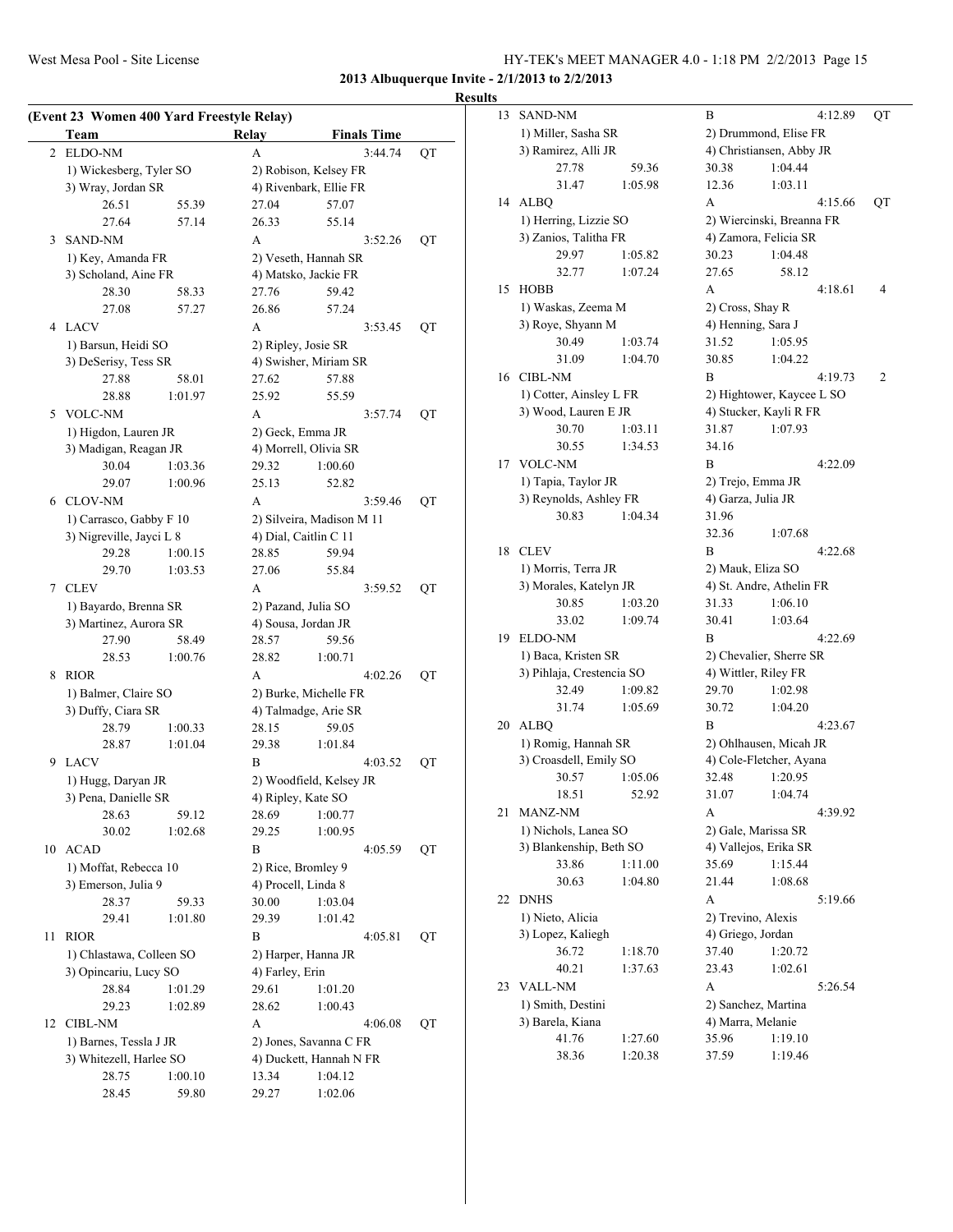## 2013 Albuquerque Invite - 2/1/2013 to 2/2/2013

### Results

**(Event 23 Women 400 Yard Freestyle Relay)**

| | Team | Relay | Finals Time | |
|---|---|---|---|---|
| 2 | ELDO-NM | A | 3:44.74 | QT |

1) Wickesberg, Tyler SO  2) Robison, Kelsey FR
3) Wray, Jordan SR  4) Rivenbark, Ellie FR
26.51  55.39  27.04  57.07
27.64  57.14  26.33  55.14

| | Team | Relay | Finals Time | |
|---|---|---|---|---|
| 3 | SAND-NM | A | 3:52.26 | QT |

1) Key, Amanda FR  2) Veseth, Hannah SR
3) Scholand, Aine FR  4) Matsko, Jackie FR
28.30  58.33  27.76  59.42
27.08  57.27  26.86  57.24

| | Team | Relay | Finals Time | |
|---|---|---|---|---|
| 4 | LACV | A | 3:53.45 | QT |

1) Barsun, Heidi SO  2) Ripley, Josie SR
3) DeSerisy, Tess SR  4) Swisher, Miriam SR
27.88  58.01  27.62  57.88
28.88  1:01.97  25.92  55.59

| | Team | Relay | Finals Time | |
|---|---|---|---|---|
| 5 | VOLC-NM | A | 3:57.74 | QT |

1) Higdon, Lauren JR  2) Geck, Emma JR
3) Madigan, Reagan JR  4) Morrell, Olivia SR
30.04  1:03.36  29.32  1:00.60
29.07  1:00.96  25.13  52.82

| | Team | Relay | Finals Time | |
|---|---|---|---|---|
| 6 | CLOV-NM | A | 3:59.46 | QT |

1) Carrasco, Gabby F 10  2) Silveira, Madison M 11
3) Nigreville, Jayci L 8  4) Dial, Caitlin C 11
29.28  1:00.15  28.85  59.94
29.70  1:03.53  27.06  55.84

| | Team | Relay | Finals Time | |
|---|---|---|---|---|
| 7 | CLEV | A | 3:59.52 | QT |

1) Bayardo, Brenna SR  2) Pazand, Julia SO
3) Martinez, Aurora SR  4) Sousa, Jordan JR
27.90  58.49  28.57  59.56
28.53  1:00.76  28.82  1:00.71

| | Team | Relay | Finals Time | |
|---|---|---|---|---|
| 8 | RIOR | A | 4:02.26 | QT |

1) Balmer, Claire SO  2) Burke, Michelle FR
3) Duffy, Ciara SR  4) Talmadge, Arie SR
28.79  1:00.33  28.15  59.05
28.87  1:01.04  29.38  1:01.84

| | Team | Relay | Finals Time | |
|---|---|---|---|---|
| 9 | LACV | B | 4:03.52 | QT |

1) Hugg, Daryan JR  2) Woodfield, Kelsey JR
3) Pena, Danielle SR  4) Ripley, Kate SO
28.63  59.12  28.69  1:00.77
30.02  1:02.68  29.25  1:00.95

| | Team | Relay | Finals Time | |
|---|---|---|---|---|
| 10 | ACAD | B | 4:05.59 | QT |

1) Moffat, Rebecca 10  2) Rice, Bromley 9
3) Emerson, Julia 9  4) Procell, Linda 8
28.37  59.33  30.00  1:03.04
29.41  1:01.80  29.39  1:01.42

| | Team | Relay | Finals Time | |
|---|---|---|---|---|
| 11 | RIOR | B | 4:05.81 | QT |

1) Chlastawa, Colleen SO  2) Harper, Hanna JR
3) Opincariu, Lucy SO  4) Farley, Erin
28.84  1:01.29  29.61  1:01.20
29.23  1:02.89  28.62  1:00.43

| | Team | Relay | Finals Time | |
|---|---|---|---|---|
| 12 | CIBL-NM | A | 4:06.08 | QT |

1) Barnes, Tessla J JR  2) Jones, Savanna C FR
3) Whitezell, Harlee SO  4) Duckett, Hannah N FR
28.75  1:00.10  13.34  1:04.12
28.45  59.80  29.27  1:02.06

| | Team | Relay | Finals Time | |
|---|---|---|---|---|
| 13 | SAND-NM | B | 4:12.89 | QT |

1) Miller, Sasha SR  2) Drummond, Elise FR
3) Ramirez, Alli JR  4) Christiansen, Abby JR
27.78  59.36  30.38  1:04.44
31.47  1:05.98  12.36  1:03.11

| | Team | Relay | Finals Time | |
|---|---|---|---|---|
| 14 | ALBQ | A | 4:15.66 | QT |

1) Herring, Lizzie SO  2) Wiercinski, Breanna FR
3) Zanios, Talitha FR  4) Zamora, Felicia SR
29.97  1:05.82  30.23  1:04.48
32.77  1:07.24  27.65  58.12

| | Team | Relay | Finals Time | |
|---|---|---|---|---|
| 15 | HOBB | A | 4:18.61 | 4 |

1) Waskas, Zeema M  2) Cross, Shay R
3) Roye, Shyann M  4) Henning, Sara J
30.49  1:03.74  31.52  1:05.95
31.09  1:04.70  30.85  1:04.22

| | Team | Relay | Finals Time | |
|---|---|---|---|---|
| 16 | CIBL-NM | B | 4:19.73 | 2 |

1) Cotter, Ainsley L FR  2) Hightower, Kaycee L SO
3) Wood, Lauren E JR  4) Stucker, Kayli R FR
30.70  1:03.11  31.87  1:07.93
30.55  1:34.53  34.16

| | Team | Relay | Finals Time | |
|---|---|---|---|---|
| 17 | VOLC-NM | B | 4:22.09 | |

1) Tapia, Taylor JR  2) Trejo, Emma JR
3) Reynolds, Ashley FR  4) Garza, Julia JR
30.83  1:04.34  31.96
32.36  1:07.68

| | Team | Relay | Finals Time | |
|---|---|---|---|---|
| 18 | CLEV | B | 4:22.68 | |

1) Morris, Terra JR  2) Mauk, Eliza SO
3) Morales, Katelyn JR  4) St. Andre, Athelin FR
30.85  1:03.20  31.33  1:06.10
33.02  1:09.74  30.41  1:03.64

| | Team | Relay | Finals Time | |
|---|---|---|---|---|
| 19 | ELDO-NM | B | 4:22.69 | |

1) Baca, Kristen SR  2) Chevalier, Sherre SR
3) Pihlaja, Crestencia SO  4) Wittler, Riley FR
32.49  1:09.82  29.70  1:02.98
31.74  1:05.69  30.72  1:04.20

| | Team | Relay | Finals Time | |
|---|---|---|---|---|
| 20 | ALBQ | B | 4:23.67 | |

1) Romig, Hannah SR  2) Ohlhausen, Micah JR
3) Croasdell, Emily SO  4) Cole-Fletcher, Ayana
30.57  1:05.06  32.48  1:20.95
18.51  52.92  31.07  1:04.74

| | Team | Relay | Finals Time | |
|---|---|---|---|---|
| 21 | MANZ-NM | A | 4:39.92 | |

1) Nichols, Lanea SO  2) Gale, Marissa SR
3) Blankenship, Beth SO  4) Vallejos, Erika SR
33.86  1:11.00  35.69  1:15.44
30.63  1:04.80  21.44  1:08.68

| | Team | Relay | Finals Time | |
|---|---|---|---|---|
| 22 | DNHS | A | 5:19.66 | |

1) Nieto, Alicia  2) Trevino, Alexis
3) Lopez, Kaliegh  4) Griego, Jordan
36.72  1:18.70  37.40  1:20.72
40.21  1:37.63  23.43  1:02.61

| | Team | Relay | Finals Time | |
|---|---|---|---|---|
| 23 | VALL-NM | A | 5:26.54 | |

1) Smith, Destini  2) Sanchez, Martina
3) Barela, Kiana  4) Marra, Melanie
41.76  1:27.60  35.96  1:19.10
38.36  1:20.38  37.59  1:19.46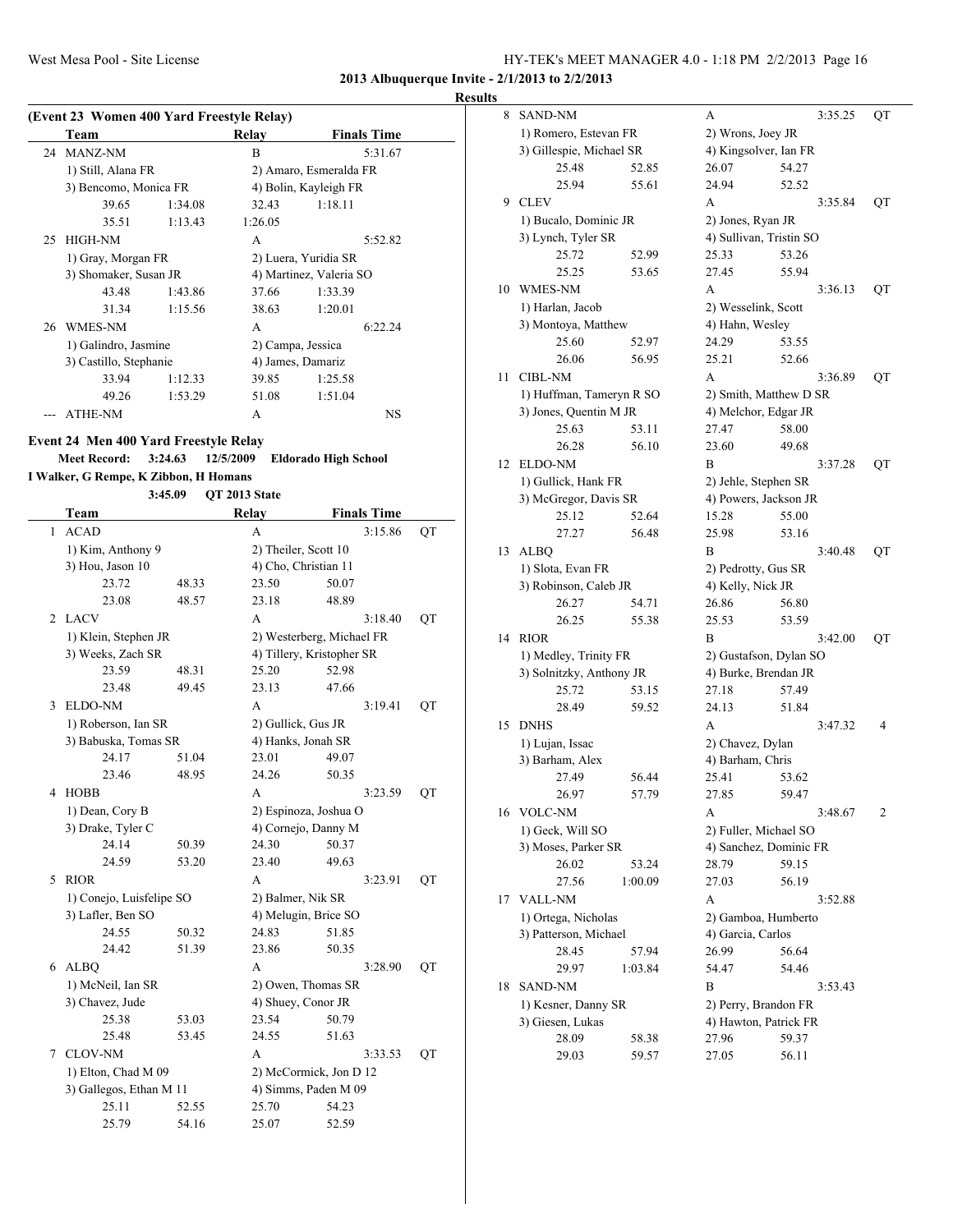**2013 Albuquerque Invite - 2/1/2013 to 2/2/2013**

**Results**

**(Event 23 Women 400 Yard Freestyle Relay)**

| | Team | | Relay | | Finals Time | |
|---|---|---|---|---|---|---|
| 24 | MANZ-NM | | B | | 5:31.67 | |
| | 1) Still, Alana FR | | 2) Amaro, Esmeralda FR | | | |
| | 3) Bencomo, Monica FR | | 4) Bolin, Kayleigh FR | | | |
| | 39.65 | 1:34.08 | 32.43 | 1:18.11 | | |
| | 35.51 | 1:13.43 | 1:26.05 | | | |
| 25 | HIGH-NM | | A | | 5:52.82 | |
| | 1) Gray, Morgan FR | | 2) Luera, Yuridia SR | | | |
| | 3) Shomaker, Susan JR | | 4) Martinez, Valeria SO | | | |
| | 43.48 | 1:43.86 | 37.66 | 1:33.39 | | |
| | 31.34 | 1:15.56 | 38.63 | 1:20.01 | | |
| 26 | WMES-NM | | A | | 6:22.24 | |
| | 1) Galindro, Jasmine | | 2) Campa, Jessica | | | |
| | 3) Castillo, Stephanie | | 4) James, Damariz | | | |
| | 33.94 | 1:12.33 | 39.85 | 1:25.58 | | |
| | 49.26 | 1:53.29 | 51.08 | 1:51.04 | | |
| --- | ATHE-NM | | A | | NS | |

**Event 24 Men 400 Yard Freestyle Relay**

Meet Record: 3:24.63 12/5/2009 Eldorado High School
I Walker, G Rempe, K Zibbon, H Homans

3:45.09 QT 2013 State

| | Team | | Relay | | Finals Time | |
|---|---|---|---|---|---|---|
| 1 | ACAD | | A | | 3:15.86 | QT |
| | 1) Kim, Anthony 9 | | 2) Theiler, Scott 10 | | | |
| | 3) Hou, Jason 10 | | 4) Cho, Christian 11 | | | |
| | 23.72 | 48.33 | 23.50 | 50.07 | | |
| | 23.08 | 48.57 | 23.18 | 48.89 | | |
| 2 | LACV | | A | | 3:18.40 | QT |
| | 1) Klein, Stephen JR | | 2) Westerberg, Michael FR | | | |
| | 3) Weeks, Zach SR | | 4) Tillery, Kristopher SR | | | |
| | 23.59 | 48.31 | 25.20 | 52.98 | | |
| | 23.48 | 49.45 | 23.13 | 47.66 | | |
| 3 | ELDO-NM | | A | | 3:19.41 | QT |
| | 1) Roberson, Ian SR | | 2) Gullick, Gus JR | | | |
| | 3) Babuska, Tomas SR | | 4) Hanks, Jonah SR | | | |
| | 24.17 | 51.04 | 23.01 | 49.07 | | |
| | 23.46 | 48.95 | 24.26 | 50.35 | | |
| 4 | HOBB | | A | | 3:23.59 | QT |
| | 1) Dean, Cory B | | 2) Espinoza, Joshua O | | | |
| | 3) Drake, Tyler C | | 4) Cornejo, Danny M | | | |
| | 24.14 | 50.39 | 24.30 | 50.37 | | |
| | 24.59 | 53.20 | 23.40 | 49.63 | | |
| 5 | RIOR | | A | | 3:23.91 | QT |
| | 1) Conejo, Luisfelipe SO | | 2) Balmer, Nik SR | | | |
| | 3) Lafler, Ben SO | | 4) Melugin, Brice SO | | | |
| | 24.55 | 50.32 | 24.83 | 51.85 | | |
| | 24.42 | 51.39 | 23.86 | 50.35 | | |
| 6 | ALBQ | | A | | 3:28.90 | QT |
| | 1) McNeil, Ian SR | | 2) Owen, Thomas SR | | | |
| | 3) Chavez, Jude | | 4) Shuey, Conor JR | | | |
| | 25.38 | 53.03 | 23.54 | 50.79 | | |
| | 25.48 | 53.45 | 24.55 | 51.63 | | |
| 7 | CLOV-NM | | A | | 3:33.53 | QT |
| | 1) Elton, Chad M 09 | | 2) McCormick, Jon D 12 | | | |
| | 3) Gallegos, Ethan M 11 | | 4) Simms, Paden M 09 | | | |
| | 25.11 | 52.55 | 25.70 | 54.23 | | |
| | 25.79 | 54.16 | 25.07 | 52.59 | | |
| 8 | SAND-NM | | A | | 3:35.25 | QT |
| | 1) Romero, Estevan FR | | 2) Wrons, Joey JR | | | |
| | 3) Gillespie, Michael SR | | 4) Kingsolver, Ian FR | | | |
| | 25.48 | 52.85 | 26.07 | 54.27 | | |
| | 25.94 | 55.61 | 24.94 | 52.52 | | |
| 9 | CLEV | | A | | 3:35.84 | QT |
| | 1) Bucalo, Dominic JR | | 2) Jones, Ryan JR | | | |
| | 3) Lynch, Tyler SR | | 4) Sullivan, Tristin SO | | | |
| | 25.72 | 52.99 | 25.33 | 53.26 | | |
| | 25.25 | 53.65 | 27.45 | 55.94 | | |
| 10 | WMES-NM | | A | | 3:36.13 | QT |
| | 1) Harlan, Jacob | | 2) Wesselink, Scott | | | |
| | 3) Montoya, Matthew | | 4) Hahn, Wesley | | | |
| | 25.60 | 52.97 | 24.29 | 53.55 | | |
| | 26.06 | 56.95 | 25.21 | 52.66 | | |
| 11 | CIBL-NM | | A | | 3:36.89 | QT |
| | 1) Huffman, Tameryn R SO | | 2) Smith, Matthew D SR | | | |
| | 3) Jones, Quentin M JR | | 4) Melchor, Edgar JR | | | |
| | 25.63 | 53.11 | 27.47 | 58.00 | | |
| | 26.28 | 56.10 | 23.60 | 49.68 | | |
| 12 | ELDO-NM | | B | | 3:37.28 | QT |
| | 1) Gullick, Hank FR | | 2) Jehle, Stephen SR | | | |
| | 3) McGregor, Davis SR | | 4) Powers, Jackson JR | | | |
| | 25.12 | 52.64 | 15.28 | 55.00 | | |
| | 27.27 | 56.48 | 25.98 | 53.16 | | |
| 13 | ALBQ | | B | | 3:40.48 | QT |
| | 1) Slota, Evan FR | | 2) Pedrotty, Gus SR | | | |
| | 3) Robinson, Caleb JR | | 4) Kelly, Nick JR | | | |
| | 26.27 | 54.71 | 26.86 | 56.80 | | |
| | 26.25 | 55.38 | 25.53 | 53.59 | | |
| 14 | RIOR | | B | | 3:42.00 | QT |
| | 1) Medley, Trinity FR | | 2) Gustafson, Dylan SO | | | |
| | 3) Solnitzky, Anthony JR | | 4) Burke, Brendan JR | | | |
| | 25.72 | 53.15 | 27.18 | 57.49 | | |
| | 28.49 | 59.52 | 24.13 | 51.84 | | |
| 15 | DNHS | | A | | 3:47.32 | 4 |
| | 1) Lujan, Issac | | 2) Chavez, Dylan | | | |
| | 3) Barham, Alex | | 4) Barham, Chris | | | |
| | 27.49 | 56.44 | 25.41 | 53.62 | | |
| | 26.97 | 57.79 | 27.85 | 59.47 | | |
| 16 | VOLC-NM | | A | | 3:48.67 | 2 |
| | 1) Geck, Will SO | | 2) Fuller, Michael SO | | | |
| | 3) Moses, Parker SR | | 4) Sanchez, Dominic FR | | | |
| | 26.02 | 53.24 | 28.79 | 59.15 | | |
| | 27.56 | 1:00.09 | 27.03 | 56.19 | | |
| 17 | VALL-NM | | A | | 3:52.88 | |
| | 1) Ortega, Nicholas | | 2) Gamboa, Humberto | | | |
| | 3) Patterson, Michael | | 4) Garcia, Carlos | | | |
| | 28.45 | 57.94 | 26.99 | 56.64 | | |
| | 29.97 | 1:03.84 | 54.47 | 54.46 | | |
| 18 | SAND-NM | | B | | 3:53.43 | |
| | 1) Kesner, Danny SR | | 2) Perry, Brandon FR | | | |
| | 3) Giesen, Lukas | | 4) Hawton, Patrick FR | | | |
| | 28.09 | 58.38 | 27.96 | 59.37 | | |
| | 29.03 | 59.57 | 27.05 | 56.11 | | |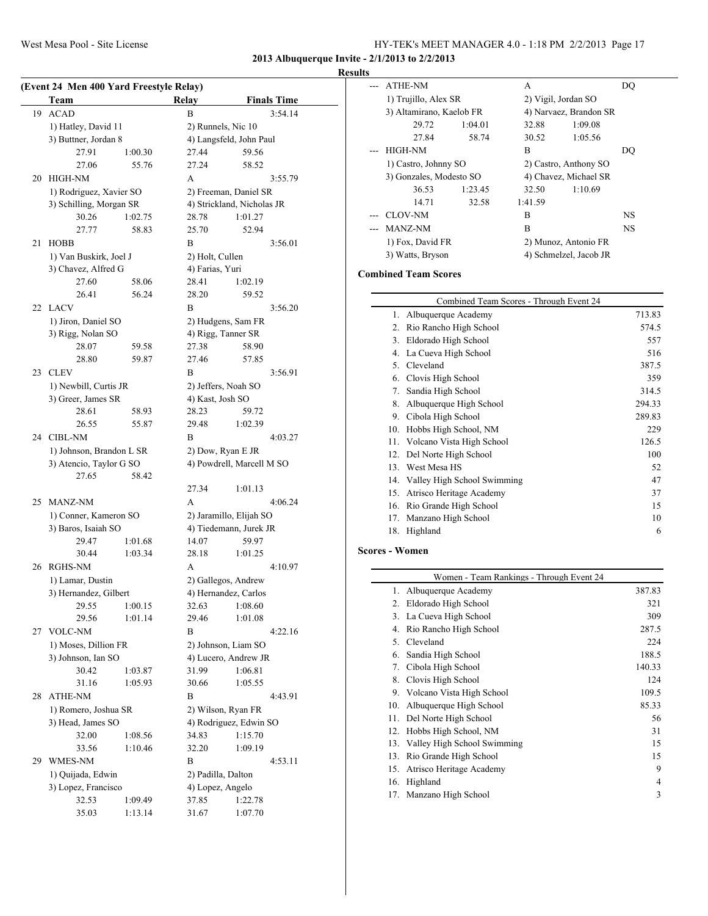**2013 Albuquerque Invite - 2/1/2013 to 2/2/2013**

**Results**

### (Event 24 Men 400 Yard Freestyle Relay)

| | Team | | Relay | Finals Time |
|---|---|---|---|---|
| 19 | ACAD | | B | 3:54.14 |
| | 1) Hatley, David 11 | | 2) Runnels, Nic 10 | |
| | 3) Buttner, Jordan 8 | | 4) Langsfeld, John Paul | |
| | 27.91 | 1:00.30 | 27.44 | 59.56 |
| | 27.06 | 55.76 | 27.24 | 58.52 |
| 20 | HIGH-NM | | A | 3:55.79 |
| | 1) Rodriguez, Xavier SO | | 2) Freeman, Daniel SR | |
| | 3) Schilling, Morgan SR | | 4) Strickland, Nicholas JR | |
| | 30.26 | 1:02.75 | 28.78 | 1:01.27 |
| | 27.77 | 58.83 | 25.70 | 52.94 |
| 21 | HOBB | | B | 3:56.01 |
| | 1) Van Buskirk, Joel J | | 2) Holt, Cullen | |
| | 3) Chavez, Alfred G | | 4) Farias, Yuri | |
| | 27.60 | 58.06 | 28.41 | 1:02.19 |
| | 26.41 | 56.24 | 28.20 | 59.52 |
| 22 | LACV | | B | 3:56.20 |
| | 1) Jiron, Daniel SO | | 2) Hudgens, Sam FR | |
| | 3) Rigg, Nolan SO | | 4) Rigg, Tanner SR | |
| | 28.07 | 59.58 | 27.38 | 58.90 |
| | 28.80 | 59.87 | 27.46 | 57.85 |
| 23 | CLEV | | B | 3:56.91 |
| | 1) Newbill, Curtis JR | | 2) Jeffers, Noah SO | |
| | 3) Greer, James SR | | 4) Kast, Josh SO | |
| | 28.61 | 58.93 | 28.23 | 59.72 |
| | 26.55 | 55.87 | 29.48 | 1:02.39 |
| 24 | CIBL-NM | | B | 4:03.27 |
| | 1) Johnson, Brandon L SR | | 2) Dow, Ryan E JR | |
| | 3) Atencio, Taylor G SO | | 4) Powdrell, Marcell M SO | |
| | 27.65 | 58.42 | | |
| | | | 27.34 | 1:01.13 |
| 25 | MANZ-NM | | A | 4:06.24 |
| | 1) Conner, Kameron SO | | 2) Jaramillo, Elijah SO | |
| | 3) Baros, Isaiah SO | | 4) Tiedemann, Jurek JR | |
| | 29.47 | 1:01.68 | 14.07 | 59.97 |
| | 30.44 | 1:03.34 | 28.18 | 1:01.25 |
| 26 | RGHS-NM | | A | 4:10.97 |
| | 1) Lamar, Dustin | | 2) Gallegos, Andrew | |
| | 3) Hernandez, Gilbert | | 4) Hernandez, Carlos | |
| | 29.55 | 1:00.15 | 32.63 | 1:08.60 |
| | 29.56 | 1:01.14 | 29.46 | 1:01.08 |
| 27 | VOLC-NM | | B | 4:22.16 |
| | 1) Moses, Dillion FR | | 2) Johnson, Liam SO | |
| | 3) Johnson, Ian SO | | 4) Lucero, Andrew JR | |
| | 30.42 | 1:03.87 | 31.99 | 1:06.81 |
| | 31.16 | 1:05.93 | 30.66 | 1:05.55 |
| 28 | ATHE-NM | | B | 4:43.91 |
| | 1) Romero, Joshua SR | | 2) Wilson, Ryan FR | |
| | 3) Head, James SO | | 4) Rodriguez, Edwin SO | |
| | 32.00 | 1:08.56 | 34.83 | 1:15.70 |
| | 33.56 | 1:10.46 | 32.20 | 1:09.19 |
| 29 | WMES-NM | | B | 4:53.11 |
| | 1) Quijada, Edwin | | 2) Padilla, Dalton | |
| | 3) Lopez, Francisco | | 4) Lopez, Angelo | |
| | 32.53 | 1:09.49 | 37.85 | 1:22.78 |
| | 35.03 | 1:13.14 | 31.67 | 1:07.70 |
| --- | ATHE-NM | | A | DQ |
| | 1) Trujillo, Alex SR | | 2) Vigil, Jordan SO | |
| | 3) Altamirano, Kaelob FR | | 4) Narvaez, Brandon SR | |
| | 29.72 | 1:04.01 | 32.88 | 1:09.08 |
| | 27.84 | 58.74 | 30.52 | 1:05.56 |
| --- | HIGH-NM | | B | DQ |
| | 1) Castro, Johnny SO | | 2) Castro, Anthony SO | |
| | 3) Gonzales, Modesto SO | | 4) Chavez, Michael SR | |
| | 36.53 | 1:23.45 | 32.50 | 1:10.69 |
| | 14.71 | 32.58 | 1:41.59 | |
| --- | CLOV-NM | | B | NS |
| --- | MANZ-NM | | B | NS |
| | 1) Fox, David FR | | 2) Munoz, Antonio FR | |
| | 3) Watts, Bryson | | 4) Schmelzel, Jacob JR | |

### Combined Team Scores

| Combined Team Scores - Through Event 24 | | |
|---|---|---|
| 1. | Albuquerque Academy | 713.83 |
| 2. | Rio Rancho High School | 574.5 |
| 3. | Eldorado High School | 557 |
| 4. | La Cueva High School | 516 |
| 5. | Cleveland | 387.5 |
| 6. | Clovis High School | 359 |
| 7. | Sandia High School | 314.5 |
| 8. | Albuquerque High School | 294.33 |
| 9. | Cibola High School | 289.83 |
| 10. | Hobbs High School, NM | 229 |
| 11. | Volcano Vista High School | 126.5 |
| 12. | Del Norte High School | 100 |
| 13. | West Mesa HS | 52 |
| 14. | Valley High School Swimming | 47 |
| 15. | Atrisco Heritage Academy | 37 |
| 16. | Rio Grande High School | 15 |
| 17. | Manzano High School | 10 |
| 18. | Highland | 6 |

### Scores - Women

| Women - Team Rankings - Through Event 24 | | |
|---|---|---|
| 1. | Albuquerque Academy | 387.83 |
| 2. | Eldorado High School | 321 |
| 3. | La Cueva High School | 309 |
| 4. | Rio Rancho High School | 287.5 |
| 5. | Cleveland | 224 |
| 6. | Sandia High School | 188.5 |
| 7. | Cibola High School | 140.33 |
| 8. | Clovis High School | 124 |
| 9. | Volcano Vista High School | 109.5 |
| 10. | Albuquerque High School | 85.33 |
| 11. | Del Norte High School | 56 |
| 12. | Hobbs High School, NM | 31 |
| 13. | Valley High School Swimming | 15 |
| 13. | Rio Grande High School | 15 |
| 15. | Atrisco Heritage Academy | 9 |
| 16. | Highland | 4 |
| 17. | Manzano High School | 3 |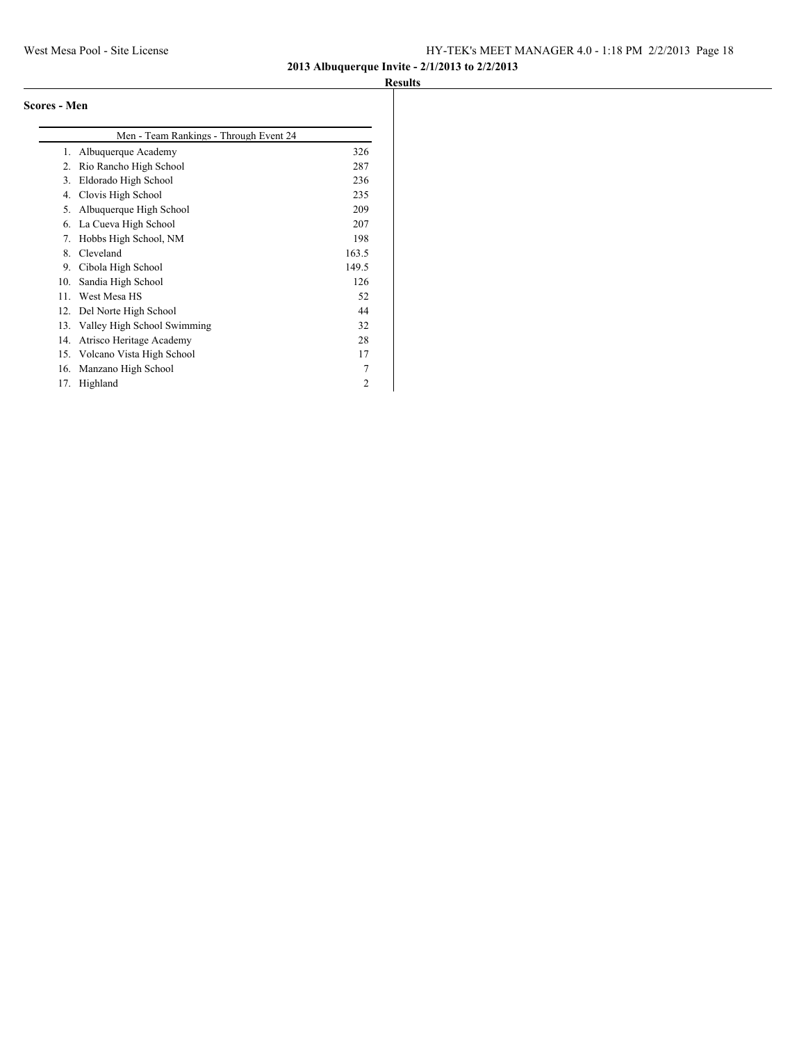**2013 Albuquerque Invite - 2/1/2013 to 2/2/2013**

**Results**

## Scores - Men

| Men - Team Rankings - Through Event 24 | | |
|---|---|---|
| 1. | Albuquerque Academy | 326 |
| 2. | Rio Rancho High School | 287 |
| 3. | Eldorado High School | 236 |
| 4. | Clovis High School | 235 |
| 5. | Albuquerque High School | 209 |
| 6. | La Cueva High School | 207 |
| 7. | Hobbs High School, NM | 198 |
| 8. | Cleveland | 163.5 |
| 9. | Cibola High School | 149.5 |
| 10. | Sandia High School | 126 |
| 11. | West Mesa HS | 52 |
| 12. | Del Norte High School | 44 |
| 13. | Valley High School Swimming | 32 |
| 14. | Atrisco Heritage Academy | 28 |
| 15. | Volcano Vista High School | 17 |
| 16. | Manzano High School | 7 |
| 17. | Highland | 2 |